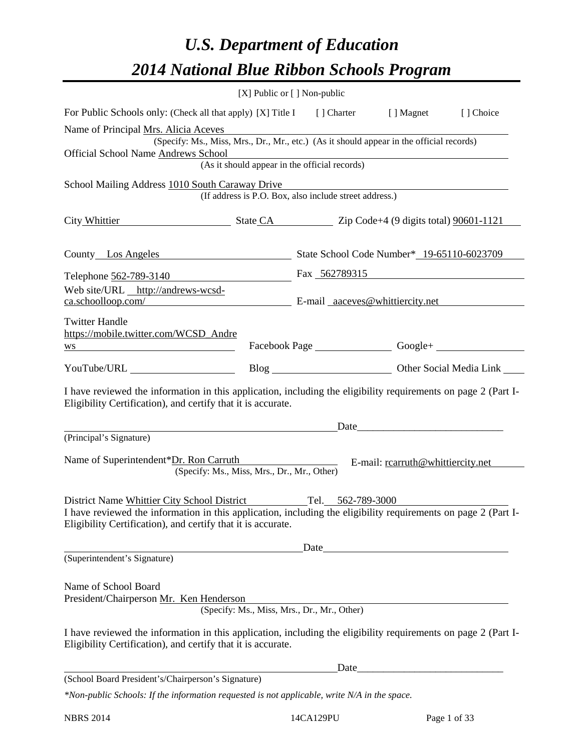# *U.S. Department of Education*
# *2014 National Blue Ribbon Schools Program*

[X] Public or [ ] Non-public

For Public Schools only: (Check all that apply) [X] Title I [ ] Charter [ ] Magnet [ ] Choice

Name of Principal Mrs. Alicia Aceves
(Specify: Ms., Miss, Mrs., Dr., Mr., etc.) (As it should appear in the official records)

Official School Name Andrews School
(As it should appear in the official records)

School Mailing Address 1010 South Caraway Drive
(If address is P.O. Box, also include street address.)

City Whittier State CA Zip Code+4 (9 digits total) 90601-1121

County Los Angeles State School Code Number* 19-65110-6023709

Telephone 562-789-3140 Fax 562789315

Web site/URL http://andrews-wcsd-ca.schoolloop.com/ E-mail aaceves@whittiercity.net

Twitter Handle https://mobile.twitter.com/WCSD_Andrews Facebook Page Google+

YouTube/URL Blog Other Social Media Link

I have reviewed the information in this application, including the eligibility requirements on page 2 (Part I-Eligibility Certification), and certify that it is accurate.

Date____________________________
(Principal's Signature)

Name of Superintendent*Dr. Ron Carruth E-mail: rcarruth@whittiercity.net
(Specify: Ms., Miss, Mrs., Dr., Mr., Other)

District Name Whittier City School District Tel. 562-789-3000

I have reviewed the information in this application, including the eligibility requirements on page 2 (Part I-Eligibility Certification), and certify that it is accurate.

Date
(Superintendent's Signature)

Name of School Board President/Chairperson Mr. Ken Henderson
(Specify: Ms., Miss, Mrs., Dr., Mr., Other)

I have reviewed the information in this application, including the eligibility requirements on page 2 (Part I-Eligibility Certification), and certify that it is accurate.

Date____________________________
(School Board President's/Chairperson's Signature)

*\*Non-public Schools: If the information requested is not applicable, write N/A in the space.*

NBRS 2014 14CA129PU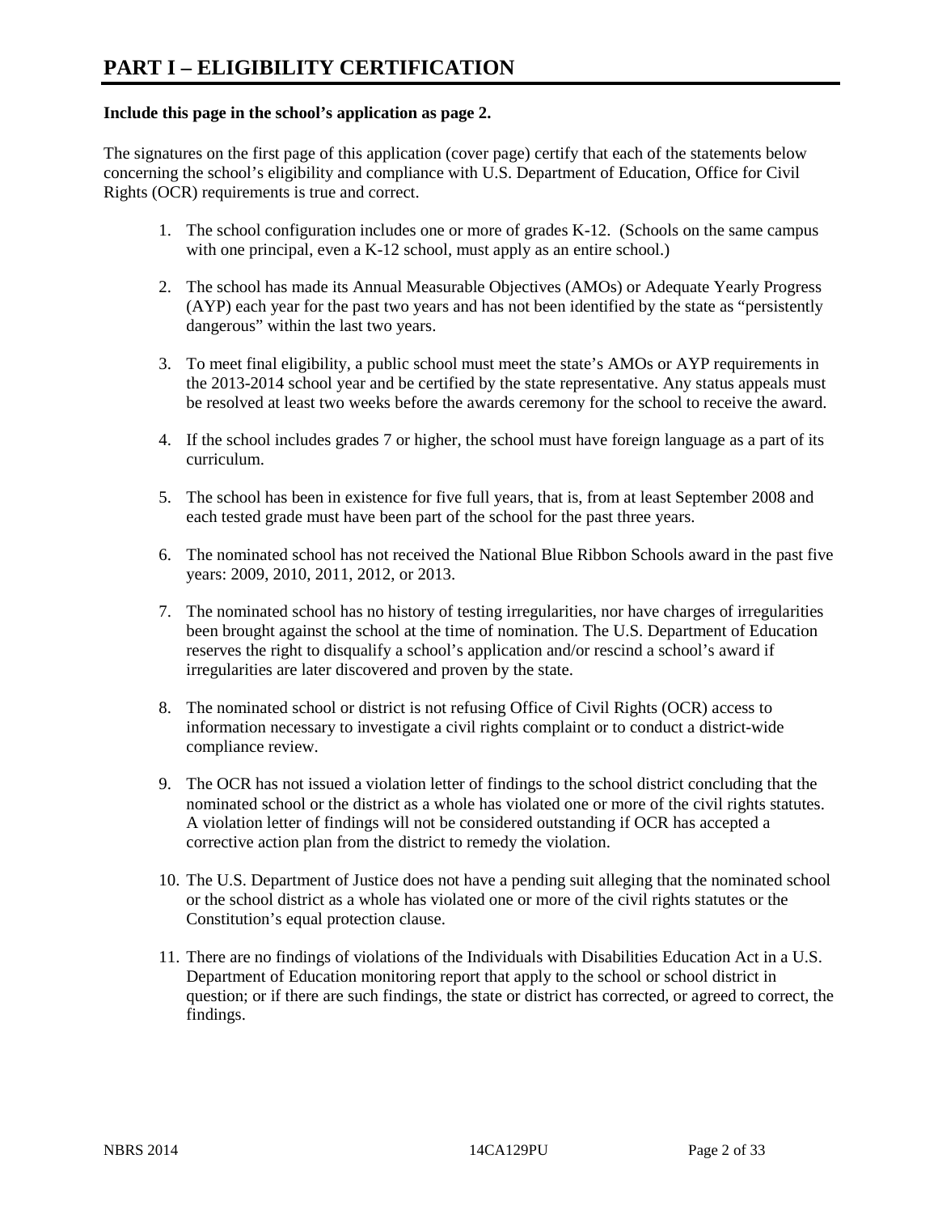# PART I – ELIGIBILITY CERTIFICATION

**Include this page in the school's application as page 2.**

The signatures on the first page of this application (cover page) certify that each of the statements below concerning the school's eligibility and compliance with U.S. Department of Education, Office for Civil Rights (OCR) requirements is true and correct.

1. The school configuration includes one or more of grades K-12. (Schools on the same campus with one principal, even a K-12 school, must apply as an entire school.)

2. The school has made its Annual Measurable Objectives (AMOs) or Adequate Yearly Progress (AYP) each year for the past two years and has not been identified by the state as "persistently dangerous" within the last two years.

3. To meet final eligibility, a public school must meet the state's AMOs or AYP requirements in the 2013-2014 school year and be certified by the state representative. Any status appeals must be resolved at least two weeks before the awards ceremony for the school to receive the award.

4. If the school includes grades 7 or higher, the school must have foreign language as a part of its curriculum.

5. The school has been in existence for five full years, that is, from at least September 2008 and each tested grade must have been part of the school for the past three years.

6. The nominated school has not received the National Blue Ribbon Schools award in the past five years: 2009, 2010, 2011, 2012, or 2013.

7. The nominated school has no history of testing irregularities, nor have charges of irregularities been brought against the school at the time of nomination. The U.S. Department of Education reserves the right to disqualify a school's application and/or rescind a school's award if irregularities are later discovered and proven by the state.

8. The nominated school or district is not refusing Office of Civil Rights (OCR) access to information necessary to investigate a civil rights complaint or to conduct a district-wide compliance review.

9. The OCR has not issued a violation letter of findings to the school district concluding that the nominated school or the district as a whole has violated one or more of the civil rights statutes. A violation letter of findings will not be considered outstanding if OCR has accepted a corrective action plan from the district to remedy the violation.

10. The U.S. Department of Justice does not have a pending suit alleging that the nominated school or the school district as a whole has violated one or more of the civil rights statutes or the Constitution's equal protection clause.

11. There are no findings of violations of the Individuals with Disabilities Education Act in a U.S. Department of Education monitoring report that apply to the school or school district in question; or if there are such findings, the state or district has corrected, or agreed to correct, the findings.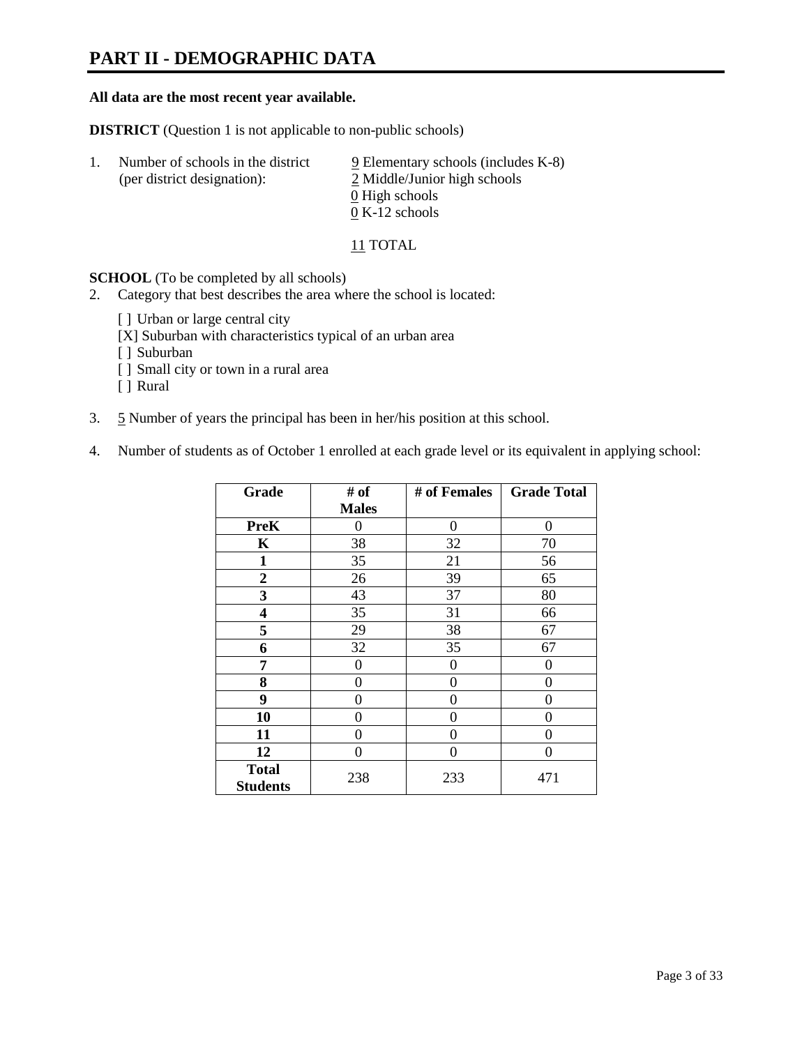# PART II - DEMOGRAPHIC DATA

**All data are the most recent year available.**

**DISTRICT** (Question 1 is not applicable to non-public schools)

1. Number of schools in the district (per district designation):
   - 9 Elementary schools (includes K-8)
   - 2 Middle/Junior high schools
   - 0 High schools
   - 0 K-12 schools

   11 TOTAL

**SCHOOL** (To be completed by all schools)

2. Category that best describes the area where the school is located:

   [ ] Urban or large central city
   [X] Suburban with characteristics typical of an urban area
   [ ] Suburban
   [ ] Small city or town in a rural area
   [ ] Rural

3. 5 Number of years the principal has been in her/his position at this school.

4. Number of students as of October 1 enrolled at each grade level or its equivalent in applying school:

| Grade | # of Males | # of Females | Grade Total |
|---|---|---|---|
| **PreK** | 0 | 0 | 0 |
| **K** | 38 | 32 | 70 |
| **1** | 35 | 21 | 56 |
| **2** | 26 | 39 | 65 |
| **3** | 43 | 37 | 80 |
| **4** | 35 | 31 | 66 |
| **5** | 29 | 38 | 67 |
| **6** | 32 | 35 | 67 |
| **7** | 0 | 0 | 0 |
| **8** | 0 | 0 | 0 |
| **9** | 0 | 0 | 0 |
| **10** | 0 | 0 | 0 |
| **11** | 0 | 0 | 0 |
| **12** | 0 | 0 | 0 |
| **Total Students** | 238 | 233 | 471 |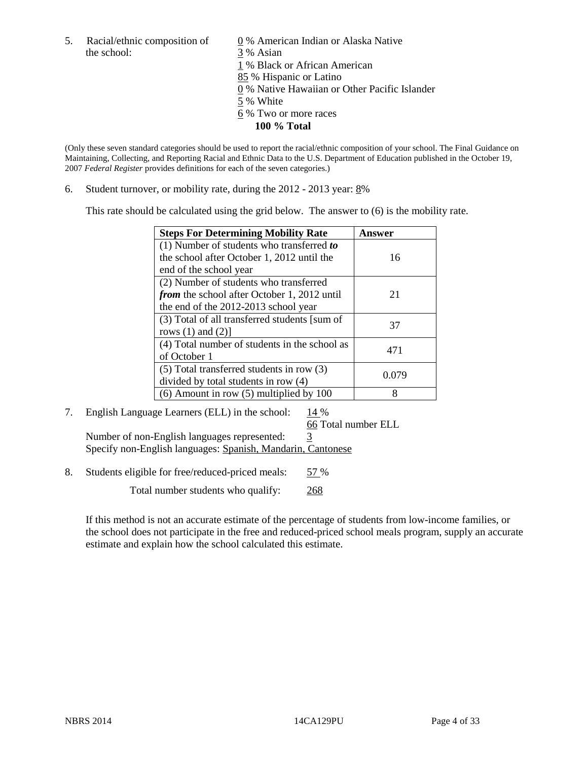5. Racial/ethnic composition of the school:

0 % American Indian or Alaska Native
3 % Asian
1 % Black or African American
85 % Hispanic or Latino
0 % Native Hawaiian or Other Pacific Islander
5 % White
6 % Two or more races
**100 % Total**

(Only these seven standard categories should be used to report the racial/ethnic composition of your school. The Final Guidance on Maintaining, Collecting, and Reporting Racial and Ethnic Data to the U.S. Department of Education published in the October 19, 2007 *Federal Register* provides definitions for each of the seven categories.)

6. Student turnover, or mobility rate, during the 2012 - 2013 year: 8%

This rate should be calculated using the grid below. The answer to (6) is the mobility rate.

| **Steps For Determining Mobility Rate** | **Answer** |
|---|---|
| (1) Number of students who transferred ***to*** the school after October 1, 2012 until the end of the school year | 16 |
| (2) Number of students who transferred ***from*** the school after October 1, 2012 until the end of the 2012-2013 school year | 21 |
| (3) Total of all transferred students [sum of rows (1) and (2)] | 37 |
| (4) Total number of students in the school as of October 1 | 471 |
| (5) Total transferred students in row (3) divided by total students in row (4) | 0.079 |
| (6) Amount in row (5) multiplied by 100 | 8 |

7. English Language Learners (ELL) in the school: 14 %

66 Total number ELL

Number of non-English languages represented: 3

Specify non-English languages: Spanish, Mandarin, Cantonese

8. Students eligible for free/reduced-priced meals: 57 %

Total number students who qualify: 268

If this method is not an accurate estimate of the percentage of students from low-income families, or the school does not participate in the free and reduced-priced school meals program, supply an accurate estimate and explain how the school calculated this estimate.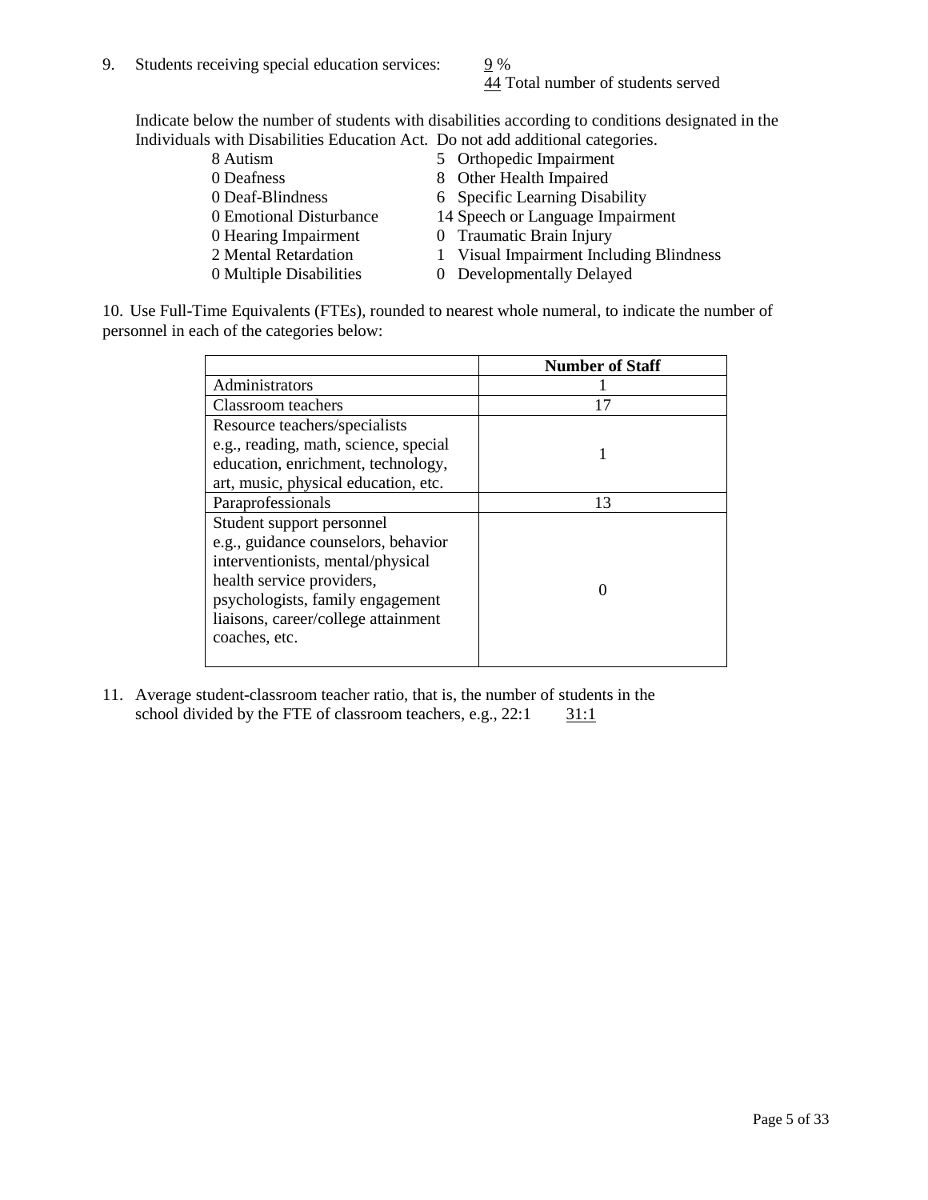9. Students receiving special education services: 9 %
   44 Total number of students served

Indicate below the number of students with disabilities according to conditions designated in the Individuals with Disabilities Education Act. Do not add additional categories.

| | |
|---|---|
| 8 Autism | 5 Orthopedic Impairment |
| 0 Deafness | 8 Other Health Impaired |
| 0 Deaf-Blindness | 6 Specific Learning Disability |
| 0 Emotional Disturbance | 14 Speech or Language Impairment |
| 0 Hearing Impairment | 0 Traumatic Brain Injury |
| 2 Mental Retardation | 1 Visual Impairment Including Blindness |
| 0 Multiple Disabilities | 0 Developmentally Delayed |

10. Use Full-Time Equivalents (FTEs), rounded to nearest whole numeral, to indicate the number of personnel in each of the categories below:

| | Number of Staff |
|---|---|
| Administrators | 1 |
| Classroom teachers | 17 |
| Resource teachers/specialists e.g., reading, math, science, special education, enrichment, technology, art, music, physical education, etc. | 1 |
| Paraprofessionals | 13 |
| Student support personnel e.g., guidance counselors, behavior interventionists, mental/physical health service providers, psychologists, family engagement liaisons, career/college attainment coaches, etc. | 0 |

11. Average student-classroom teacher ratio, that is, the number of students in the school divided by the FTE of classroom teachers, e.g., 22:1 31:1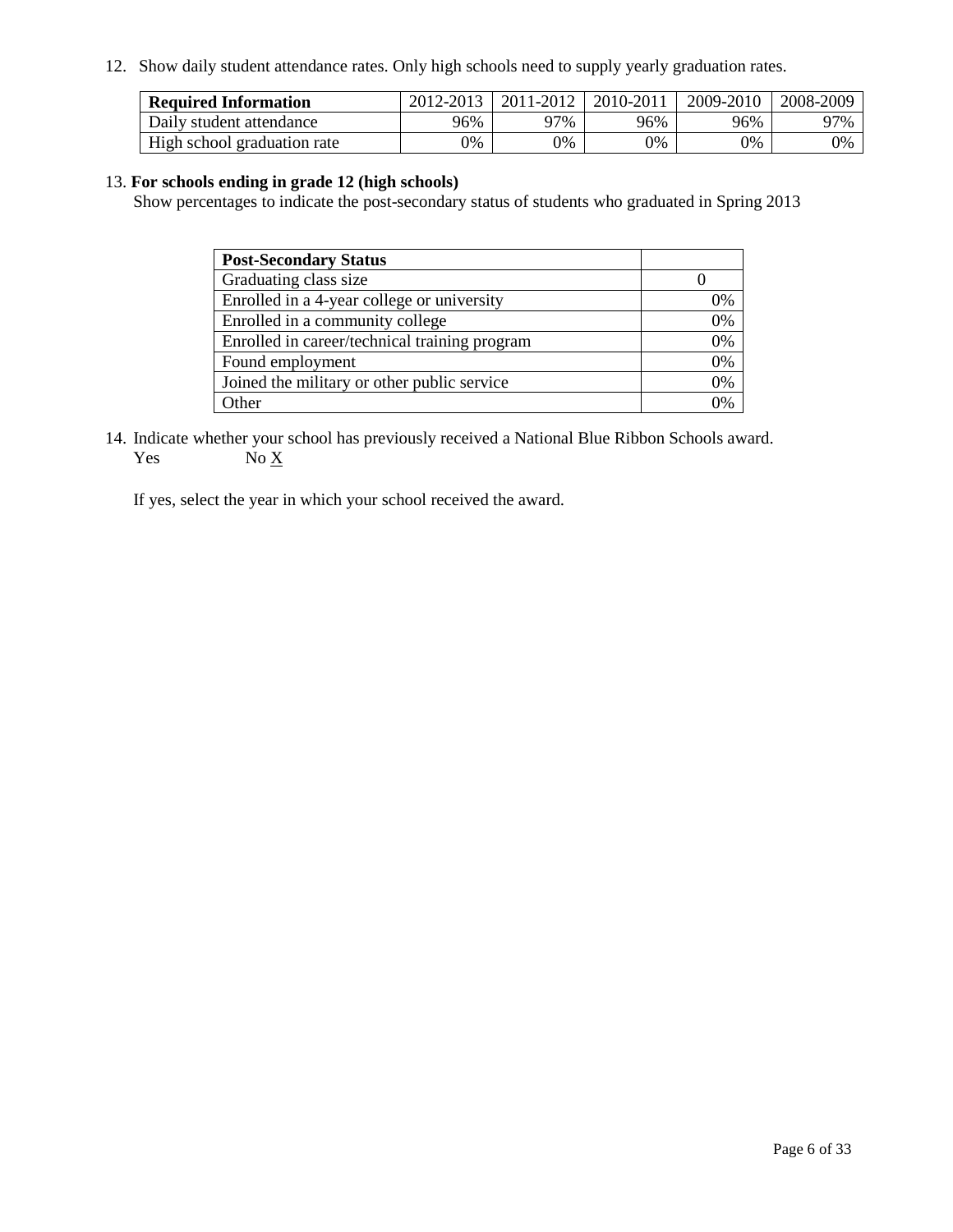12. Show daily student attendance rates. Only high schools need to supply yearly graduation rates.

| **Required Information** | 2012-2013 | 2011-2012 | 2010-2011 | 2009-2010 | 2008-2009 |
|---|---|---|---|---|---|
| Daily student attendance | 96% | 97% | 96% | 96% | 97% |
| High school graduation rate | 0% | 0% | 0% | 0% | 0% |

13. **For schools ending in grade 12 (high schools)**
Show percentages to indicate the post-secondary status of students who graduated in Spring 2013

| **Post-Secondary Status** | |
|---|---|
| Graduating class size | 0 |
| Enrolled in a 4-year college or university | 0% |
| Enrolled in a community college | 0% |
| Enrolled in career/technical training program | 0% |
| Found employment | 0% |
| Joined the military or other public service | 0% |
| Other | 0% |

14. Indicate whether your school has previously received a National Blue Ribbon Schools award.
Yes No X

If yes, select the year in which your school received the award.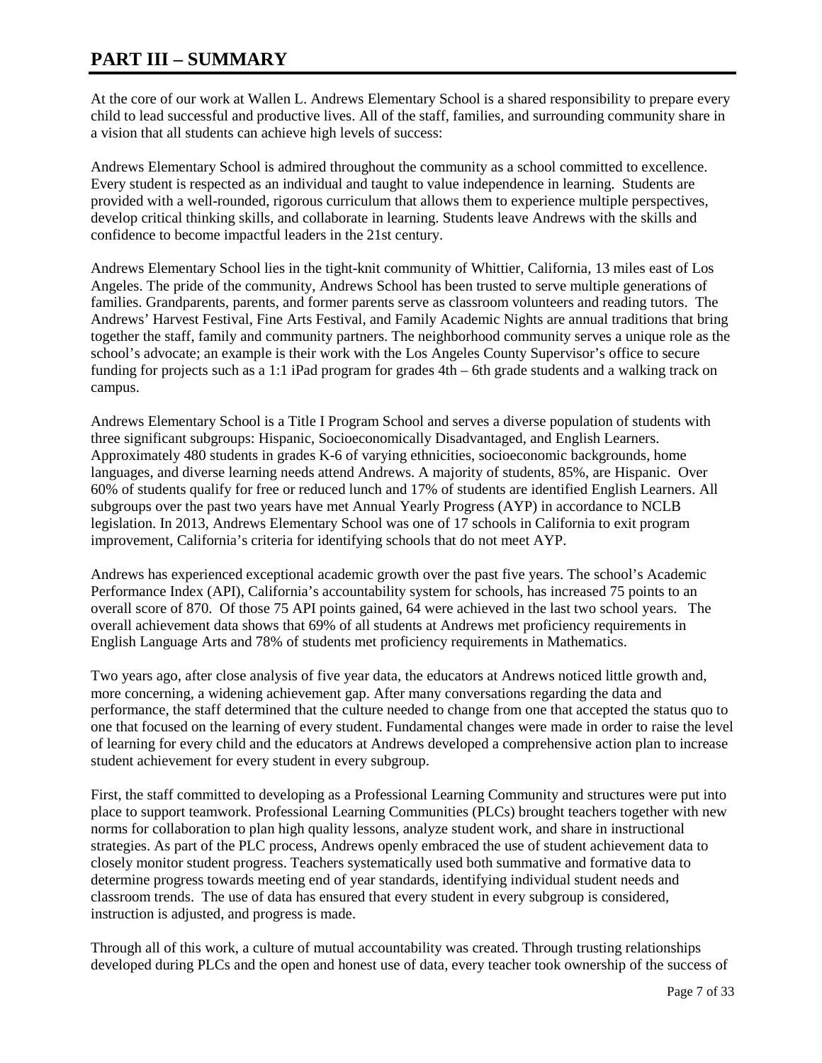# PART III – SUMMARY

At the core of our work at Wallen L. Andrews Elementary School is a shared responsibility to prepare every child to lead successful and productive lives. All of the staff, families, and surrounding community share in a vision that all students can achieve high levels of success:

Andrews Elementary School is admired throughout the community as a school committed to excellence. Every student is respected as an individual and taught to value independence in learning. Students are provided with a well-rounded, rigorous curriculum that allows them to experience multiple perspectives, develop critical thinking skills, and collaborate in learning. Students leave Andrews with the skills and confidence to become impactful leaders in the 21st century.

Andrews Elementary School lies in the tight-knit community of Whittier, California, 13 miles east of Los Angeles. The pride of the community, Andrews School has been trusted to serve multiple generations of families. Grandparents, parents, and former parents serve as classroom volunteers and reading tutors. The Andrews' Harvest Festival, Fine Arts Festival, and Family Academic Nights are annual traditions that bring together the staff, family and community partners. The neighborhood community serves a unique role as the school's advocate; an example is their work with the Los Angeles County Supervisor's office to secure funding for projects such as a 1:1 iPad program for grades 4th – 6th grade students and a walking track on campus.

Andrews Elementary School is a Title I Program School and serves a diverse population of students with three significant subgroups: Hispanic, Socioeconomically Disadvantaged, and English Learners. Approximately 480 students in grades K-6 of varying ethnicities, socioeconomic backgrounds, home languages, and diverse learning needs attend Andrews. A majority of students, 85%, are Hispanic. Over 60% of students qualify for free or reduced lunch and 17% of students are identified English Learners. All subgroups over the past two years have met Annual Yearly Progress (AYP) in accordance to NCLB legislation. In 2013, Andrews Elementary School was one of 17 schools in California to exit program improvement, California's criteria for identifying schools that do not meet AYP.

Andrews has experienced exceptional academic growth over the past five years. The school's Academic Performance Index (API), California's accountability system for schools, has increased 75 points to an overall score of 870. Of those 75 API points gained, 64 were achieved in the last two school years. The overall achievement data shows that 69% of all students at Andrews met proficiency requirements in English Language Arts and 78% of students met proficiency requirements in Mathematics.

Two years ago, after close analysis of five year data, the educators at Andrews noticed little growth and, more concerning, a widening achievement gap. After many conversations regarding the data and performance, the staff determined that the culture needed to change from one that accepted the status quo to one that focused on the learning of every student. Fundamental changes were made in order to raise the level of learning for every child and the educators at Andrews developed a comprehensive action plan to increase student achievement for every student in every subgroup.

First, the staff committed to developing as a Professional Learning Community and structures were put into place to support teamwork. Professional Learning Communities (PLCs) brought teachers together with new norms for collaboration to plan high quality lessons, analyze student work, and share in instructional strategies. As part of the PLC process, Andrews openly embraced the use of student achievement data to closely monitor student progress. Teachers systematically used both summative and formative data to determine progress towards meeting end of year standards, identifying individual student needs and classroom trends. The use of data has ensured that every student in every subgroup is considered, instruction is adjusted, and progress is made.

Through all of this work, a culture of mutual accountability was created. Through trusting relationships developed during PLCs and the open and honest use of data, every teacher took ownership of the success of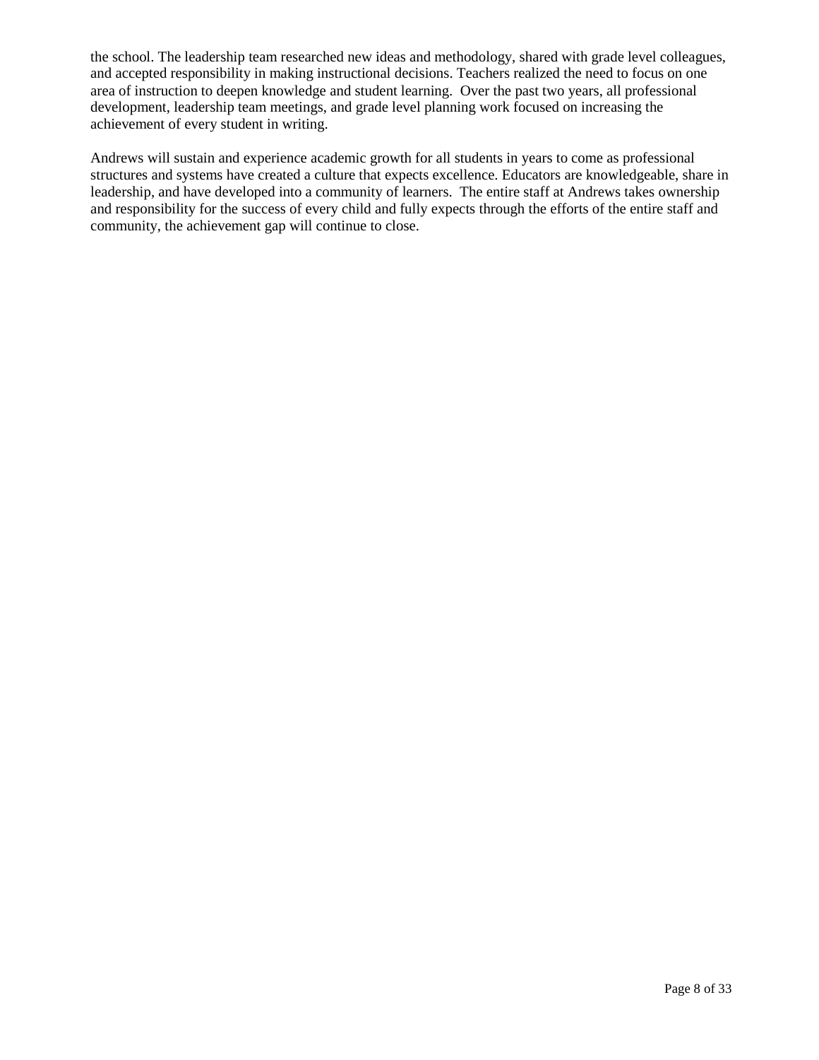the school. The leadership team researched new ideas and methodology, shared with grade level colleagues, and accepted responsibility in making instructional decisions. Teachers realized the need to focus on one area of instruction to deepen knowledge and student learning. Over the past two years, all professional development, leadership team meetings, and grade level planning work focused on increasing the achievement of every student in writing.

Andrews will sustain and experience academic growth for all students in years to come as professional structures and systems have created a culture that expects excellence. Educators are knowledgeable, share in leadership, and have developed into a community of learners. The entire staff at Andrews takes ownership and responsibility for the success of every child and fully expects through the efforts of the entire staff and community, the achievement gap will continue to close.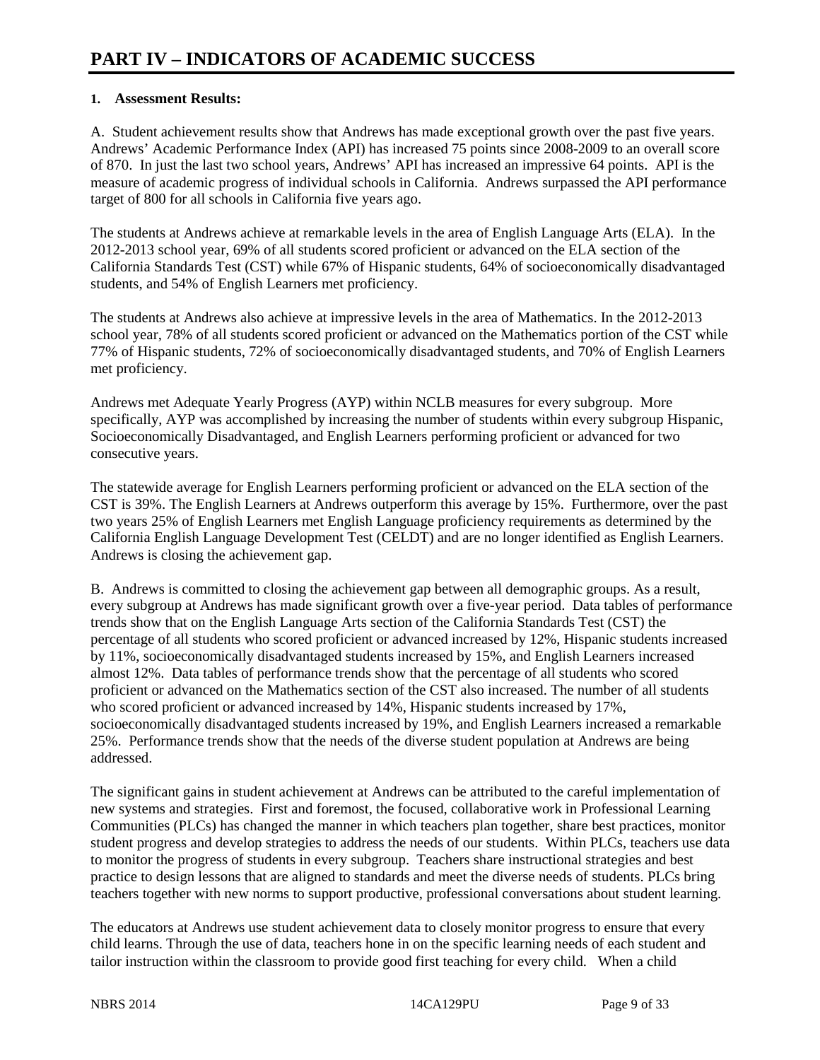# PART IV – INDICATORS OF ACADEMIC SUCCESS

**1. Assessment Results:**

A. Student achievement results show that Andrews has made exceptional growth over the past five years. Andrews' Academic Performance Index (API) has increased 75 points since 2008-2009 to an overall score of 870. In just the last two school years, Andrews' API has increased an impressive 64 points. API is the measure of academic progress of individual schools in California. Andrews surpassed the API performance target of 800 for all schools in California five years ago.

The students at Andrews achieve at remarkable levels in the area of English Language Arts (ELA). In the 2012-2013 school year, 69% of all students scored proficient or advanced on the ELA section of the California Standards Test (CST) while 67% of Hispanic students, 64% of socioeconomically disadvantaged students, and 54% of English Learners met proficiency.

The students at Andrews also achieve at impressive levels in the area of Mathematics. In the 2012-2013 school year, 78% of all students scored proficient or advanced on the Mathematics portion of the CST while 77% of Hispanic students, 72% of socioeconomically disadvantaged students, and 70% of English Learners met proficiency.

Andrews met Adequate Yearly Progress (AYP) within NCLB measures for every subgroup. More specifically, AYP was accomplished by increasing the number of students within every subgroup Hispanic, Socioeconomically Disadvantaged, and English Learners performing proficient or advanced for two consecutive years.

The statewide average for English Learners performing proficient or advanced on the ELA section of the CST is 39%. The English Learners at Andrews outperform this average by 15%. Furthermore, over the past two years 25% of English Learners met English Language proficiency requirements as determined by the California English Language Development Test (CELDT) and are no longer identified as English Learners. Andrews is closing the achievement gap.

B. Andrews is committed to closing the achievement gap between all demographic groups. As a result, every subgroup at Andrews has made significant growth over a five-year period. Data tables of performance trends show that on the English Language Arts section of the California Standards Test (CST) the percentage of all students who scored proficient or advanced increased by 12%, Hispanic students increased by 11%, socioeconomically disadvantaged students increased by 15%, and English Learners increased almost 12%. Data tables of performance trends show that the percentage of all students who scored proficient or advanced on the Mathematics section of the CST also increased. The number of all students who scored proficient or advanced increased by 14%, Hispanic students increased by 17%, socioeconomically disadvantaged students increased by 19%, and English Learners increased a remarkable 25%. Performance trends show that the needs of the diverse student population at Andrews are being addressed.

The significant gains in student achievement at Andrews can be attributed to the careful implementation of new systems and strategies. First and foremost, the focused, collaborative work in Professional Learning Communities (PLCs) has changed the manner in which teachers plan together, share best practices, monitor student progress and develop strategies to address the needs of our students. Within PLCs, teachers use data to monitor the progress of students in every subgroup. Teachers share instructional strategies and best practice to design lessons that are aligned to standards and meet the diverse needs of students. PLCs bring teachers together with new norms to support productive, professional conversations about student learning.

The educators at Andrews use student achievement data to closely monitor progress to ensure that every child learns. Through the use of data, teachers hone in on the specific learning needs of each student and tailor instruction within the classroom to provide good first teaching for every child. When a child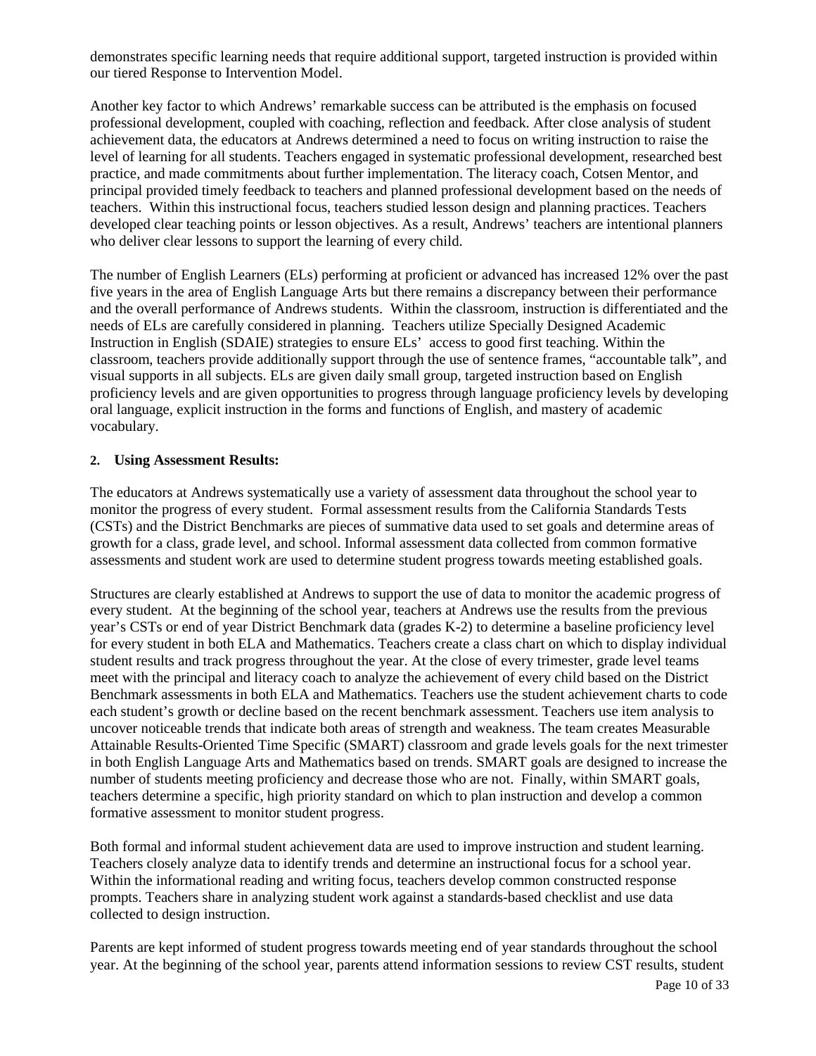demonstrates specific learning needs that require additional support, targeted instruction is provided within our tiered Response to Intervention Model.

Another key factor to which Andrews' remarkable success can be attributed is the emphasis on focused professional development, coupled with coaching, reflection and feedback. After close analysis of student achievement data, the educators at Andrews determined a need to focus on writing instruction to raise the level of learning for all students. Teachers engaged in systematic professional development, researched best practice, and made commitments about further implementation. The literacy coach, Cotsen Mentor, and principal provided timely feedback to teachers and planned professional development based on the needs of teachers. Within this instructional focus, teachers studied lesson design and planning practices. Teachers developed clear teaching points or lesson objectives. As a result, Andrews' teachers are intentional planners who deliver clear lessons to support the learning of every child.

The number of English Learners (ELs) performing at proficient or advanced has increased 12% over the past five years in the area of English Language Arts but there remains a discrepancy between their performance and the overall performance of Andrews students. Within the classroom, instruction is differentiated and the needs of ELs are carefully considered in planning. Teachers utilize Specially Designed Academic Instruction in English (SDAIE) strategies to ensure ELs' access to good first teaching. Within the classroom, teachers provide additionally support through the use of sentence frames, "accountable talk", and visual supports in all subjects. ELs are given daily small group, targeted instruction based on English proficiency levels and are given opportunities to progress through language proficiency levels by developing oral language, explicit instruction in the forms and functions of English, and mastery of academic vocabulary.

**2. Using Assessment Results:**

The educators at Andrews systematically use a variety of assessment data throughout the school year to monitor the progress of every student. Formal assessment results from the California Standards Tests (CSTs) and the District Benchmarks are pieces of summative data used to set goals and determine areas of growth for a class, grade level, and school. Informal assessment data collected from common formative assessments and student work are used to determine student progress towards meeting established goals.

Structures are clearly established at Andrews to support the use of data to monitor the academic progress of every student. At the beginning of the school year, teachers at Andrews use the results from the previous year's CSTs or end of year District Benchmark data (grades K-2) to determine a baseline proficiency level for every student in both ELA and Mathematics. Teachers create a class chart on which to display individual student results and track progress throughout the year. At the close of every trimester, grade level teams meet with the principal and literacy coach to analyze the achievement of every child based on the District Benchmark assessments in both ELA and Mathematics. Teachers use the student achievement charts to code each student's growth or decline based on the recent benchmark assessment. Teachers use item analysis to uncover noticeable trends that indicate both areas of strength and weakness. The team creates Measurable Attainable Results-Oriented Time Specific (SMART) classroom and grade levels goals for the next trimester in both English Language Arts and Mathematics based on trends. SMART goals are designed to increase the number of students meeting proficiency and decrease those who are not. Finally, within SMART goals, teachers determine a specific, high priority standard on which to plan instruction and develop a common formative assessment to monitor student progress.

Both formal and informal student achievement data are used to improve instruction and student learning. Teachers closely analyze data to identify trends and determine an instructional focus for a school year. Within the informational reading and writing focus, teachers develop common constructed response prompts. Teachers share in analyzing student work against a standards-based checklist and use data collected to design instruction.

Parents are kept informed of student progress towards meeting end of year standards throughout the school year. At the beginning of the school year, parents attend information sessions to review CST results, student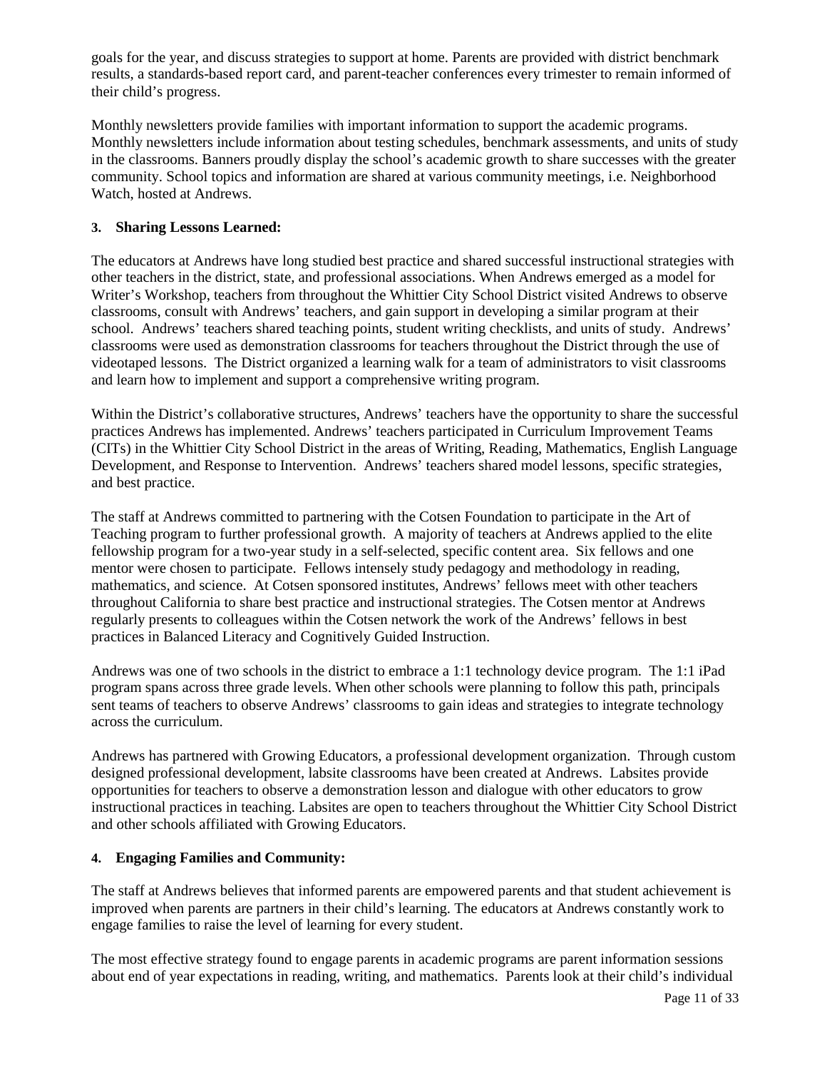goals for the year, and discuss strategies to support at home. Parents are provided with district benchmark results, a standards-based report card, and parent-teacher conferences every trimester to remain informed of their child's progress.

Monthly newsletters provide families with important information to support the academic programs. Monthly newsletters include information about testing schedules, benchmark assessments, and units of study in the classrooms. Banners proudly display the school's academic growth to share successes with the greater community. School topics and information are shared at various community meetings, i.e. Neighborhood Watch, hosted at Andrews.

**3. Sharing Lessons Learned:**

The educators at Andrews have long studied best practice and shared successful instructional strategies with other teachers in the district, state, and professional associations. When Andrews emerged as a model for Writer's Workshop, teachers from throughout the Whittier City School District visited Andrews to observe classrooms, consult with Andrews' teachers, and gain support in developing a similar program at their school. Andrews' teachers shared teaching points, student writing checklists, and units of study. Andrews' classrooms were used as demonstration classrooms for teachers throughout the District through the use of videotaped lessons. The District organized a learning walk for a team of administrators to visit classrooms and learn how to implement and support a comprehensive writing program.

Within the District's collaborative structures, Andrews' teachers have the opportunity to share the successful practices Andrews has implemented. Andrews' teachers participated in Curriculum Improvement Teams (CITs) in the Whittier City School District in the areas of Writing, Reading, Mathematics, English Language Development, and Response to Intervention. Andrews' teachers shared model lessons, specific strategies, and best practice.

The staff at Andrews committed to partnering with the Cotsen Foundation to participate in the Art of Teaching program to further professional growth. A majority of teachers at Andrews applied to the elite fellowship program for a two-year study in a self-selected, specific content area. Six fellows and one mentor were chosen to participate. Fellows intensely study pedagogy and methodology in reading, mathematics, and science. At Cotsen sponsored institutes, Andrews' fellows meet with other teachers throughout California to share best practice and instructional strategies. The Cotsen mentor at Andrews regularly presents to colleagues within the Cotsen network the work of the Andrews' fellows in best practices in Balanced Literacy and Cognitively Guided Instruction.

Andrews was one of two schools in the district to embrace a 1:1 technology device program. The 1:1 iPad program spans across three grade levels. When other schools were planning to follow this path, principals sent teams of teachers to observe Andrews' classrooms to gain ideas and strategies to integrate technology across the curriculum.

Andrews has partnered with Growing Educators, a professional development organization. Through custom designed professional development, labsite classrooms have been created at Andrews. Labsites provide opportunities for teachers to observe a demonstration lesson and dialogue with other educators to grow instructional practices in teaching. Labsites are open to teachers throughout the Whittier City School District and other schools affiliated with Growing Educators.

**4. Engaging Families and Community:**

The staff at Andrews believes that informed parents are empowered parents and that student achievement is improved when parents are partners in their child's learning. The educators at Andrews constantly work to engage families to raise the level of learning for every student.

The most effective strategy found to engage parents in academic programs are parent information sessions about end of year expectations in reading, writing, and mathematics. Parents look at their child's individual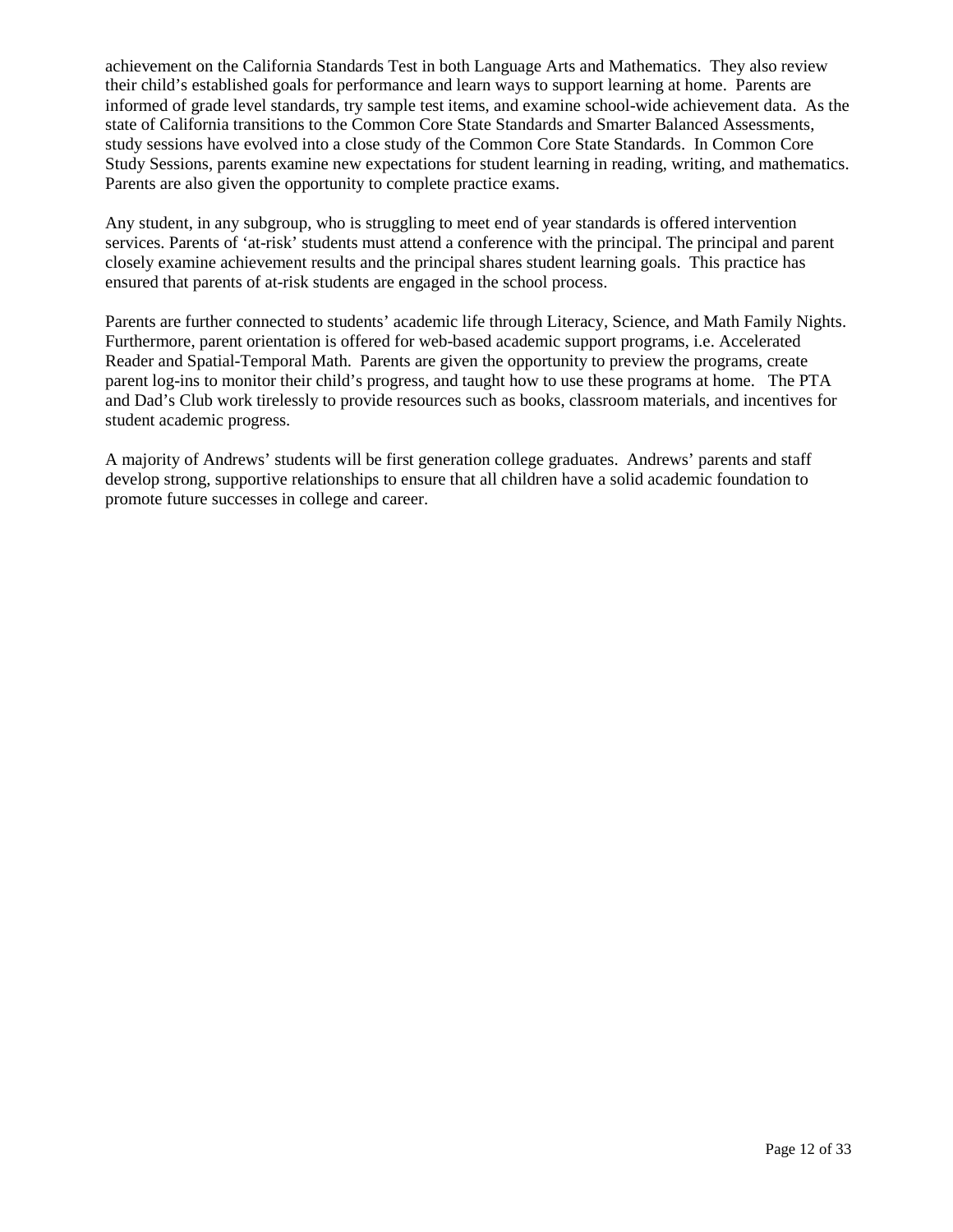achievement on the California Standards Test in both Language Arts and Mathematics. They also review their child's established goals for performance and learn ways to support learning at home. Parents are informed of grade level standards, try sample test items, and examine school-wide achievement data. As the state of California transitions to the Common Core State Standards and Smarter Balanced Assessments, study sessions have evolved into a close study of the Common Core State Standards. In Common Core Study Sessions, parents examine new expectations for student learning in reading, writing, and mathematics. Parents are also given the opportunity to complete practice exams.

Any student, in any subgroup, who is struggling to meet end of year standards is offered intervention services. Parents of 'at-risk' students must attend a conference with the principal. The principal and parent closely examine achievement results and the principal shares student learning goals. This practice has ensured that parents of at-risk students are engaged in the school process.

Parents are further connected to students' academic life through Literacy, Science, and Math Family Nights. Furthermore, parent orientation is offered for web-based academic support programs, i.e. Accelerated Reader and Spatial-Temporal Math. Parents are given the opportunity to preview the programs, create parent log-ins to monitor their child's progress, and taught how to use these programs at home. The PTA and Dad's Club work tirelessly to provide resources such as books, classroom materials, and incentives for student academic progress.

A majority of Andrews' students will be first generation college graduates. Andrews' parents and staff develop strong, supportive relationships to ensure that all children have a solid academic foundation to promote future successes in college and career.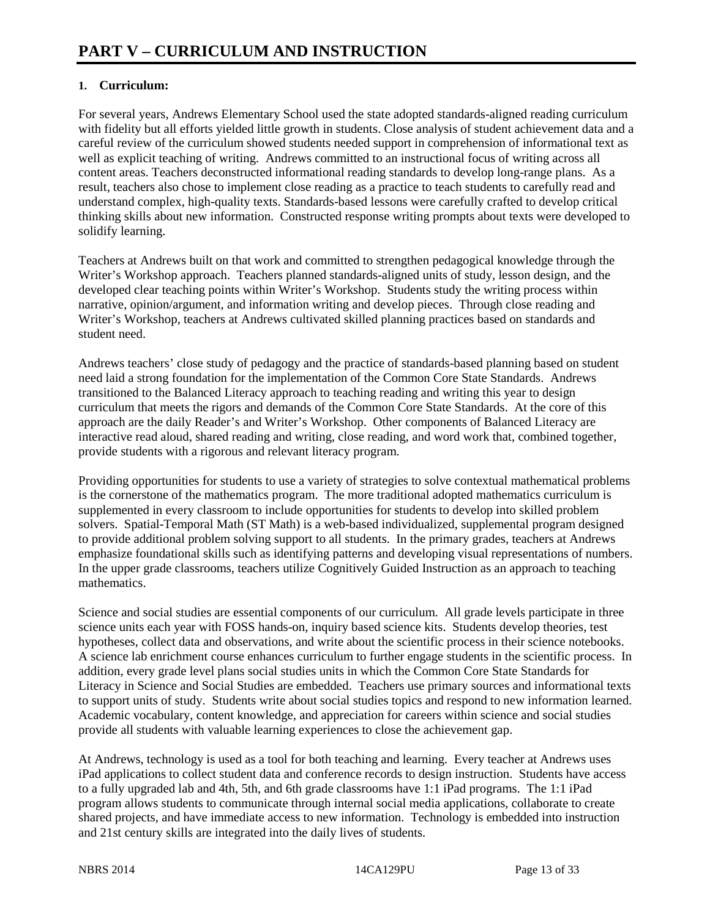# PART V – CURRICULUM AND INSTRUCTION

**1. Curriculum:**

For several years, Andrews Elementary School used the state adopted standards-aligned reading curriculum with fidelity but all efforts yielded little growth in students. Close analysis of student achievement data and a careful review of the curriculum showed students needed support in comprehension of informational text as well as explicit teaching of writing. Andrews committed to an instructional focus of writing across all content areas. Teachers deconstructed informational reading standards to develop long-range plans. As a result, teachers also chose to implement close reading as a practice to teach students to carefully read and understand complex, high-quality texts. Standards-based lessons were carefully crafted to develop critical thinking skills about new information. Constructed response writing prompts about texts were developed to solidify learning.

Teachers at Andrews built on that work and committed to strengthen pedagogical knowledge through the Writer's Workshop approach. Teachers planned standards-aligned units of study, lesson design, and the developed clear teaching points within Writer's Workshop. Students study the writing process within narrative, opinion/argument, and information writing and develop pieces. Through close reading and Writer's Workshop, teachers at Andrews cultivated skilled planning practices based on standards and student need.

Andrews teachers' close study of pedagogy and the practice of standards-based planning based on student need laid a strong foundation for the implementation of the Common Core State Standards. Andrews transitioned to the Balanced Literacy approach to teaching reading and writing this year to design curriculum that meets the rigors and demands of the Common Core State Standards. At the core of this approach are the daily Reader's and Writer's Workshop. Other components of Balanced Literacy are interactive read aloud, shared reading and writing, close reading, and word work that, combined together, provide students with a rigorous and relevant literacy program.

Providing opportunities for students to use a variety of strategies to solve contextual mathematical problems is the cornerstone of the mathematics program. The more traditional adopted mathematics curriculum is supplemented in every classroom to include opportunities for students to develop into skilled problem solvers. Spatial-Temporal Math (ST Math) is a web-based individualized, supplemental program designed to provide additional problem solving support to all students. In the primary grades, teachers at Andrews emphasize foundational skills such as identifying patterns and developing visual representations of numbers. In the upper grade classrooms, teachers utilize Cognitively Guided Instruction as an approach to teaching mathematics.

Science and social studies are essential components of our curriculum. All grade levels participate in three science units each year with FOSS hands-on, inquiry based science kits. Students develop theories, test hypotheses, collect data and observations, and write about the scientific process in their science notebooks. A science lab enrichment course enhances curriculum to further engage students in the scientific process. In addition, every grade level plans social studies units in which the Common Core State Standards for Literacy in Science and Social Studies are embedded. Teachers use primary sources and informational texts to support units of study. Students write about social studies topics and respond to new information learned. Academic vocabulary, content knowledge, and appreciation for careers within science and social studies provide all students with valuable learning experiences to close the achievement gap.

At Andrews, technology is used as a tool for both teaching and learning. Every teacher at Andrews uses iPad applications to collect student data and conference records to design instruction. Students have access to a fully upgraded lab and 4th, 5th, and 6th grade classrooms have 1:1 iPad programs. The 1:1 iPad program allows students to communicate through internal social media applications, collaborate to create shared projects, and have immediate access to new information. Technology is embedded into instruction and 21st century skills are integrated into the daily lives of students.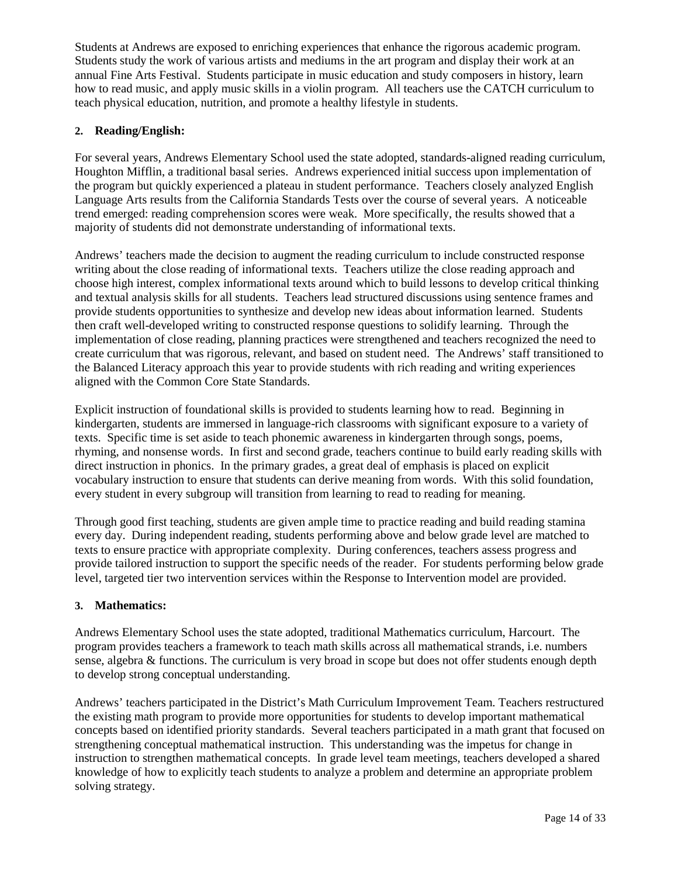Students at Andrews are exposed to enriching experiences that enhance the rigorous academic program. Students study the work of various artists and mediums in the art program and display their work at an annual Fine Arts Festival. Students participate in music education and study composers in history, learn how to read music, and apply music skills in a violin program. All teachers use the CATCH curriculum to teach physical education, nutrition, and promote a healthy lifestyle in students.

**2. Reading/English:**

For several years, Andrews Elementary School used the state adopted, standards-aligned reading curriculum, Houghton Mifflin, a traditional basal series. Andrews experienced initial success upon implementation of the program but quickly experienced a plateau in student performance. Teachers closely analyzed English Language Arts results from the California Standards Tests over the course of several years. A noticeable trend emerged: reading comprehension scores were weak. More specifically, the results showed that a majority of students did not demonstrate understanding of informational texts.

Andrews' teachers made the decision to augment the reading curriculum to include constructed response writing about the close reading of informational texts. Teachers utilize the close reading approach and choose high interest, complex informational texts around which to build lessons to develop critical thinking and textual analysis skills for all students. Teachers lead structured discussions using sentence frames and provide students opportunities to synthesize and develop new ideas about information learned. Students then craft well-developed writing to constructed response questions to solidify learning. Through the implementation of close reading, planning practices were strengthened and teachers recognized the need to create curriculum that was rigorous, relevant, and based on student need. The Andrews' staff transitioned to the Balanced Literacy approach this year to provide students with rich reading and writing experiences aligned with the Common Core State Standards.

Explicit instruction of foundational skills is provided to students learning how to read. Beginning in kindergarten, students are immersed in language-rich classrooms with significant exposure to a variety of texts. Specific time is set aside to teach phonemic awareness in kindergarten through songs, poems, rhyming, and nonsense words. In first and second grade, teachers continue to build early reading skills with direct instruction in phonics. In the primary grades, a great deal of emphasis is placed on explicit vocabulary instruction to ensure that students can derive meaning from words. With this solid foundation, every student in every subgroup will transition from learning to read to reading for meaning.

Through good first teaching, students are given ample time to practice reading and build reading stamina every day. During independent reading, students performing above and below grade level are matched to texts to ensure practice with appropriate complexity. During conferences, teachers assess progress and provide tailored instruction to support the specific needs of the reader. For students performing below grade level, targeted tier two intervention services within the Response to Intervention model are provided.

**3. Mathematics:**

Andrews Elementary School uses the state adopted, traditional Mathematics curriculum, Harcourt. The program provides teachers a framework to teach math skills across all mathematical strands, i.e. numbers sense, algebra & functions. The curriculum is very broad in scope but does not offer students enough depth to develop strong conceptual understanding.

Andrews' teachers participated in the District's Math Curriculum Improvement Team. Teachers restructured the existing math program to provide more opportunities for students to develop important mathematical concepts based on identified priority standards. Several teachers participated in a math grant that focused on strengthening conceptual mathematical instruction. This understanding was the impetus for change in instruction to strengthen mathematical concepts. In grade level team meetings, teachers developed a shared knowledge of how to explicitly teach students to analyze a problem and determine an appropriate problem solving strategy.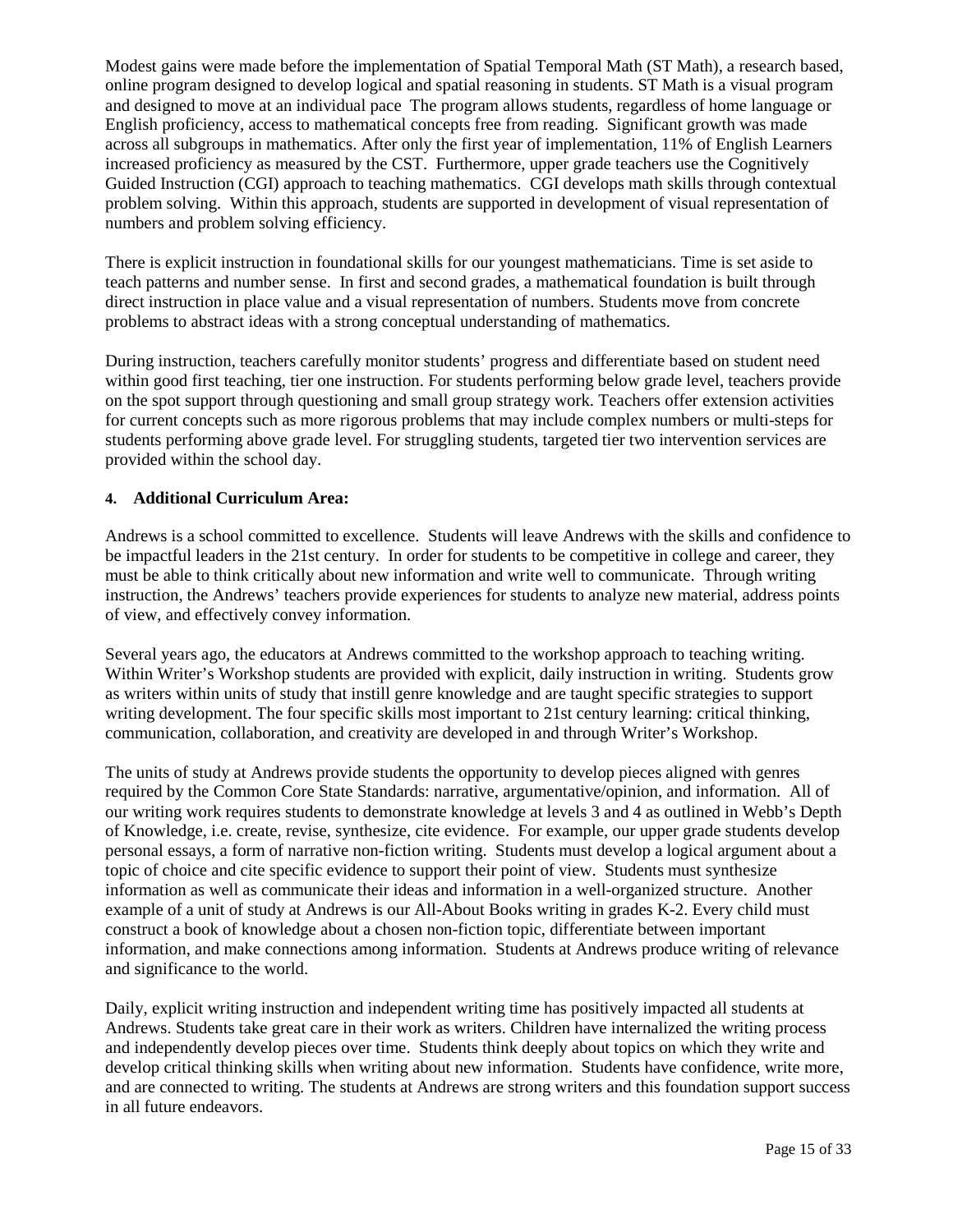Modest gains were made before the implementation of Spatial Temporal Math (ST Math), a research based, online program designed to develop logical and spatial reasoning in students. ST Math is a visual program and designed to move at an individual pace The program allows students, regardless of home language or English proficiency, access to mathematical concepts free from reading. Significant growth was made across all subgroups in mathematics. After only the first year of implementation, 11% of English Learners increased proficiency as measured by the CST. Furthermore, upper grade teachers use the Cognitively Guided Instruction (CGI) approach to teaching mathematics. CGI develops math skills through contextual problem solving. Within this approach, students are supported in development of visual representation of numbers and problem solving efficiency.

There is explicit instruction in foundational skills for our youngest mathematicians. Time is set aside to teach patterns and number sense. In first and second grades, a mathematical foundation is built through direct instruction in place value and a visual representation of numbers. Students move from concrete problems to abstract ideas with a strong conceptual understanding of mathematics.

During instruction, teachers carefully monitor students' progress and differentiate based on student need within good first teaching, tier one instruction. For students performing below grade level, teachers provide on the spot support through questioning and small group strategy work. Teachers offer extension activities for current concepts such as more rigorous problems that may include complex numbers or multi-steps for students performing above grade level. For struggling students, targeted tier two intervention services are provided within the school day.

#### 4. Additional Curriculum Area:

Andrews is a school committed to excellence. Students will leave Andrews with the skills and confidence to be impactful leaders in the 21st century. In order for students to be competitive in college and career, they must be able to think critically about new information and write well to communicate. Through writing instruction, the Andrews' teachers provide experiences for students to analyze new material, address points of view, and effectively convey information.

Several years ago, the educators at Andrews committed to the workshop approach to teaching writing. Within Writer's Workshop students are provided with explicit, daily instruction in writing. Students grow as writers within units of study that instill genre knowledge and are taught specific strategies to support writing development. The four specific skills most important to 21st century learning: critical thinking, communication, collaboration, and creativity are developed in and through Writer's Workshop.

The units of study at Andrews provide students the opportunity to develop pieces aligned with genres required by the Common Core State Standards: narrative, argumentative/opinion, and information. All of our writing work requires students to demonstrate knowledge at levels 3 and 4 as outlined in Webb's Depth of Knowledge, i.e. create, revise, synthesize, cite evidence. For example, our upper grade students develop personal essays, a form of narrative non-fiction writing. Students must develop a logical argument about a topic of choice and cite specific evidence to support their point of view. Students must synthesize information as well as communicate their ideas and information in a well-organized structure. Another example of a unit of study at Andrews is our All-About Books writing in grades K-2. Every child must construct a book of knowledge about a chosen non-fiction topic, differentiate between important information, and make connections among information. Students at Andrews produce writing of relevance and significance to the world.

Daily, explicit writing instruction and independent writing time has positively impacted all students at Andrews. Students take great care in their work as writers. Children have internalized the writing process and independently develop pieces over time. Students think deeply about topics on which they write and develop critical thinking skills when writing about new information. Students have confidence, write more, and are connected to writing. The students at Andrews are strong writers and this foundation support success in all future endeavors.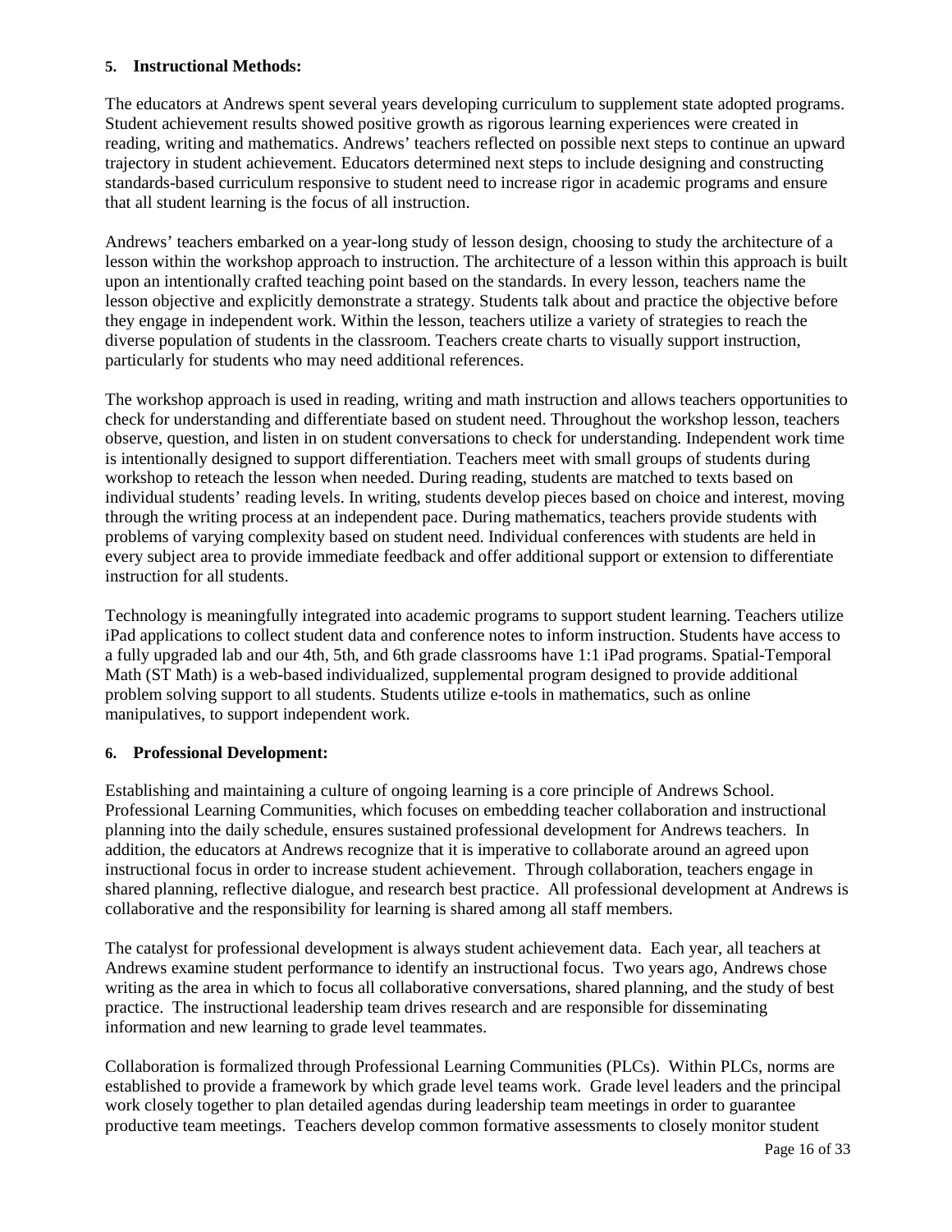#### 5. Instructional Methods:

The educators at Andrews spent several years developing curriculum to supplement state adopted programs. Student achievement results showed positive growth as rigorous learning experiences were created in reading, writing and mathematics. Andrews' teachers reflected on possible next steps to continue an upward trajectory in student achievement. Educators determined next steps to include designing and constructing standards-based curriculum responsive to student need to increase rigor in academic programs and ensure that all student learning is the focus of all instruction.

Andrews' teachers embarked on a year-long study of lesson design, choosing to study the architecture of a lesson within the workshop approach to instruction. The architecture of a lesson within this approach is built upon an intentionally crafted teaching point based on the standards. In every lesson, teachers name the lesson objective and explicitly demonstrate a strategy. Students talk about and practice the objective before they engage in independent work. Within the lesson, teachers utilize a variety of strategies to reach the diverse population of students in the classroom. Teachers create charts to visually support instruction, particularly for students who may need additional references.

The workshop approach is used in reading, writing and math instruction and allows teachers opportunities to check for understanding and differentiate based on student need. Throughout the workshop lesson, teachers observe, question, and listen in on student conversations to check for understanding. Independent work time is intentionally designed to support differentiation. Teachers meet with small groups of students during workshop to reteach the lesson when needed. During reading, students are matched to texts based on individual students' reading levels. In writing, students develop pieces based on choice and interest, moving through the writing process at an independent pace. During mathematics, teachers provide students with problems of varying complexity based on student need. Individual conferences with students are held in every subject area to provide immediate feedback and offer additional support or extension to differentiate instruction for all students.

Technology is meaningfully integrated into academic programs to support student learning. Teachers utilize iPad applications to collect student data and conference notes to inform instruction. Students have access to a fully upgraded lab and our 4th, 5th, and 6th grade classrooms have 1:1 iPad programs. Spatial-Temporal Math (ST Math) is a web-based individualized, supplemental program designed to provide additional problem solving support to all students. Students utilize e-tools in mathematics, such as online manipulatives, to support independent work.

#### 6. Professional Development:

Establishing and maintaining a culture of ongoing learning is a core principle of Andrews School. Professional Learning Communities, which focuses on embedding teacher collaboration and instructional planning into the daily schedule, ensures sustained professional development for Andrews teachers. In addition, the educators at Andrews recognize that it is imperative to collaborate around an agreed upon instructional focus in order to increase student achievement. Through collaboration, teachers engage in shared planning, reflective dialogue, and research best practice. All professional development at Andrews is collaborative and the responsibility for learning is shared among all staff members.

The catalyst for professional development is always student achievement data. Each year, all teachers at Andrews examine student performance to identify an instructional focus. Two years ago, Andrews chose writing as the area in which to focus all collaborative conversations, shared planning, and the study of best practice. The instructional leadership team drives research and are responsible for disseminating information and new learning to grade level teammates.

Collaboration is formalized through Professional Learning Communities (PLCs). Within PLCs, norms are established to provide a framework by which grade level teams work. Grade level leaders and the principal work closely together to plan detailed agendas during leadership team meetings in order to guarantee productive team meetings. Teachers develop common formative assessments to closely monitor student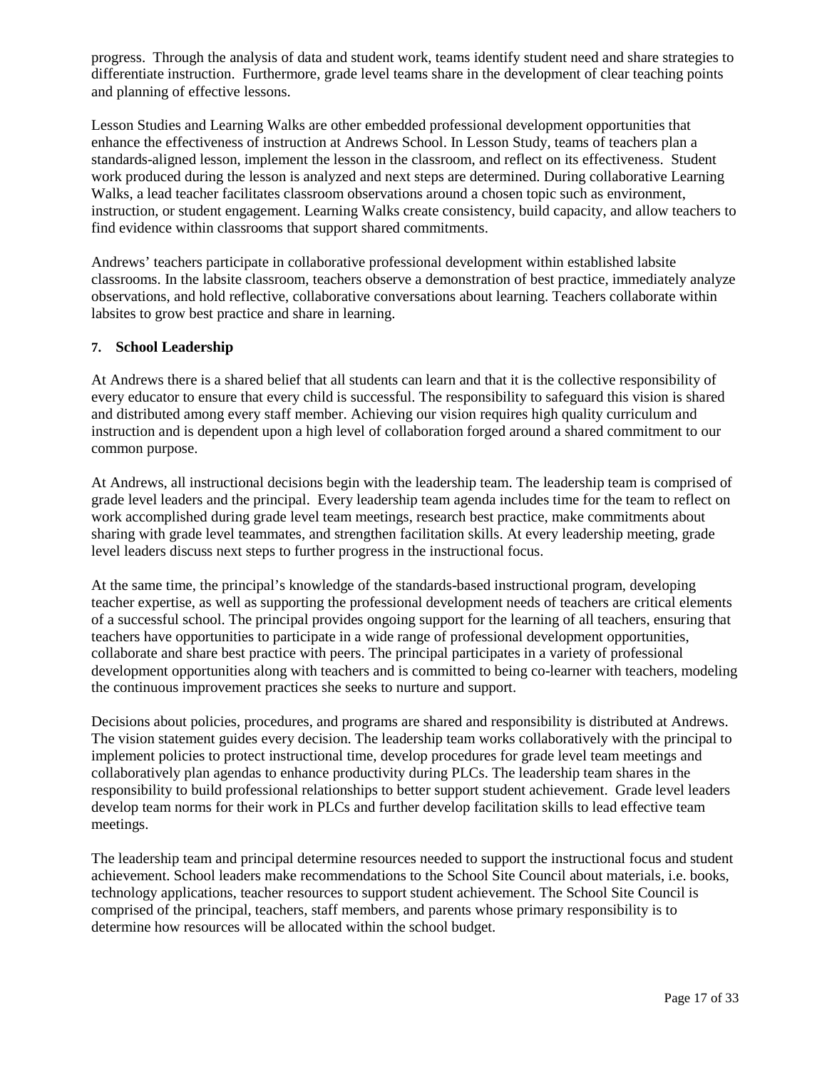progress. Through the analysis of data and student work, teams identify student need and share strategies to differentiate instruction. Furthermore, grade level teams share in the development of clear teaching points and planning of effective lessons.

Lesson Studies and Learning Walks are other embedded professional development opportunities that enhance the effectiveness of instruction at Andrews School. In Lesson Study, teams of teachers plan a standards-aligned lesson, implement the lesson in the classroom, and reflect on its effectiveness. Student work produced during the lesson is analyzed and next steps are determined. During collaborative Learning Walks, a lead teacher facilitates classroom observations around a chosen topic such as environment, instruction, or student engagement. Learning Walks create consistency, build capacity, and allow teachers to find evidence within classrooms that support shared commitments.

Andrews' teachers participate in collaborative professional development within established labsite classrooms. In the labsite classroom, teachers observe a demonstration of best practice, immediately analyze observations, and hold reflective, collaborative conversations about learning. Teachers collaborate within labsites to grow best practice and share in learning.

**7. School Leadership**

At Andrews there is a shared belief that all students can learn and that it is the collective responsibility of every educator to ensure that every child is successful. The responsibility to safeguard this vision is shared and distributed among every staff member. Achieving our vision requires high quality curriculum and instruction and is dependent upon a high level of collaboration forged around a shared commitment to our common purpose.

At Andrews, all instructional decisions begin with the leadership team. The leadership team is comprised of grade level leaders and the principal. Every leadership team agenda includes time for the team to reflect on work accomplished during grade level team meetings, research best practice, make commitments about sharing with grade level teammates, and strengthen facilitation skills. At every leadership meeting, grade level leaders discuss next steps to further progress in the instructional focus.

At the same time, the principal's knowledge of the standards-based instructional program, developing teacher expertise, as well as supporting the professional development needs of teachers are critical elements of a successful school. The principal provides ongoing support for the learning of all teachers, ensuring that teachers have opportunities to participate in a wide range of professional development opportunities, collaborate and share best practice with peers. The principal participates in a variety of professional development opportunities along with teachers and is committed to being co-learner with teachers, modeling the continuous improvement practices she seeks to nurture and support.

Decisions about policies, procedures, and programs are shared and responsibility is distributed at Andrews. The vision statement guides every decision. The leadership team works collaboratively with the principal to implement policies to protect instructional time, develop procedures for grade level team meetings and collaboratively plan agendas to enhance productivity during PLCs. The leadership team shares in the responsibility to build professional relationships to better support student achievement. Grade level leaders develop team norms for their work in PLCs and further develop facilitation skills to lead effective team meetings.

The leadership team and principal determine resources needed to support the instructional focus and student achievement. School leaders make recommendations to the School Site Council about materials, i.e. books, technology applications, teacher resources to support student achievement. The School Site Council is comprised of the principal, teachers, staff members, and parents whose primary responsibility is to determine how resources will be allocated within the school budget.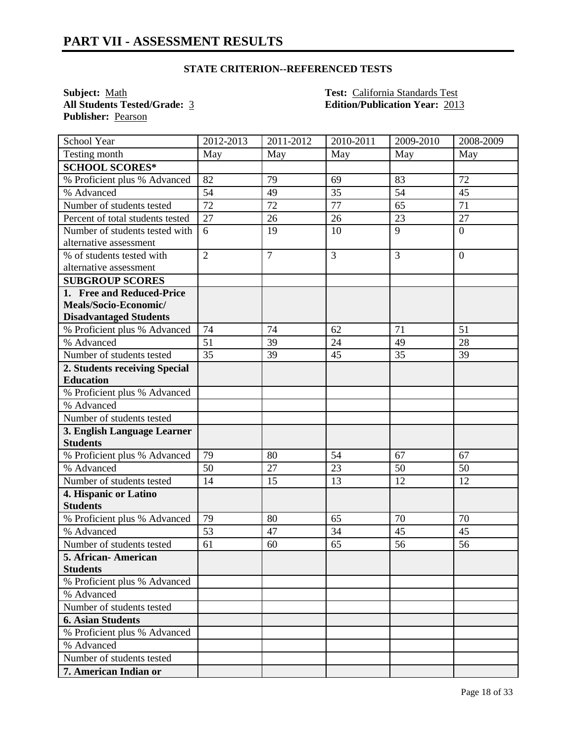## PART VII - ASSESSMENT RESULTS

### STATE CRITERION--REFERENCED TESTS

**Subject:** Math
**All Students Tested/Grade:** 3
**Publisher:** Pearson

**Test:** California Standards Test
**Edition/Publication Year:** 2013

| School Year | 2012-2013 | 2011-2012 | 2010-2011 | 2009-2010 | 2008-2009 |
|---|---|---|---|---|---|
| Testing month | May | May | May | May | May |
| **SCHOOL SCORES*** | | | | | |
| % Proficient plus % Advanced | 82 | 79 | 69 | 83 | 72 |
| % Advanced | 54 | 49 | 35 | 54 | 45 |
| Number of students tested | 72 | 72 | 77 | 65 | 71 |
| Percent of total students tested | 27 | 26 | 26 | 23 | 27 |
| Number of students tested with alternative assessment | 6 | 19 | 10 | 9 | 0 |
| % of students tested with alternative assessment | 2 | 7 | 3 | 3 | 0 |
| **SUBGROUP SCORES** | | | | | |
| **1. Free and Reduced-Price Meals/Socio-Economic/ Disadvantaged Students** | | | | | |
| % Proficient plus % Advanced | 74 | 74 | 62 | 71 | 51 |
| % Advanced | 51 | 39 | 24 | 49 | 28 |
| Number of students tested | 35 | 39 | 45 | 35 | 39 |
| **2. Students receiving Special Education** | | | | | |
| % Proficient plus % Advanced | | | | | |
| % Advanced | | | | | |
| Number of students tested | | | | | |
| **3. English Language Learner Students** | | | | | |
| % Proficient plus % Advanced | 79 | 80 | 54 | 67 | 67 |
| % Advanced | 50 | 27 | 23 | 50 | 50 |
| Number of students tested | 14 | 15 | 13 | 12 | 12 |
| **4. Hispanic or Latino Students** | | | | | |
| % Proficient plus % Advanced | 79 | 80 | 65 | 70 | 70 |
| % Advanced | 53 | 47 | 34 | 45 | 45 |
| Number of students tested | 61 | 60 | 65 | 56 | 56 |
| **5. African- American Students** | | | | | |
| % Proficient plus % Advanced | | | | | |
| % Advanced | | | | | |
| Number of students tested | | | | | |
| **6. Asian Students** | | | | | |
| % Proficient plus % Advanced | | | | | |
| % Advanced | | | | | |
| Number of students tested | | | | | |
| **7. American Indian or** | | | | | |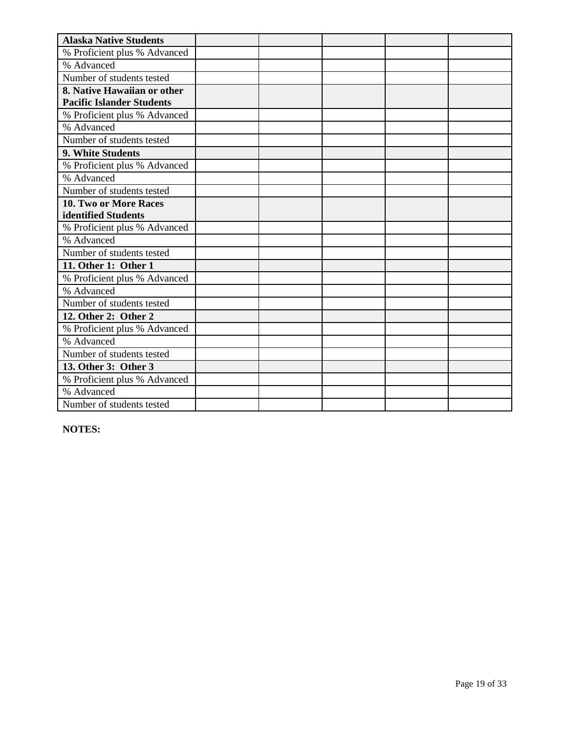| **Alaska Native Students** | | | | | |
|---|---|---|---|---|---|
| % Proficient plus % Advanced | | | | | |
| % Advanced | | | | | |
| Number of students tested | | | | | |
| **8. Native Hawaiian or other Pacific Islander Students** | | | | | |
| % Proficient plus % Advanced | | | | | |
| % Advanced | | | | | |
| Number of students tested | | | | | |
| **9. White Students** | | | | | |
| % Proficient plus % Advanced | | | | | |
| % Advanced | | | | | |
| Number of students tested | | | | | |
| **10. Two or More Races identified Students** | | | | | |
| % Proficient plus % Advanced | | | | | |
| % Advanced | | | | | |
| Number of students tested | | | | | |
| **11. Other 1: Other 1** | | | | | |
| % Proficient plus % Advanced | | | | | |
| % Advanced | | | | | |
| Number of students tested | | | | | |
| **12. Other 2: Other 2** | | | | | |
| % Proficient plus % Advanced | | | | | |
| % Advanced | | | | | |
| Number of students tested | | | | | |
| **13. Other 3: Other 3** | | | | | |
| % Proficient plus % Advanced | | | | | |
| % Advanced | | | | | |
| Number of students tested | | | | | |

**NOTES:**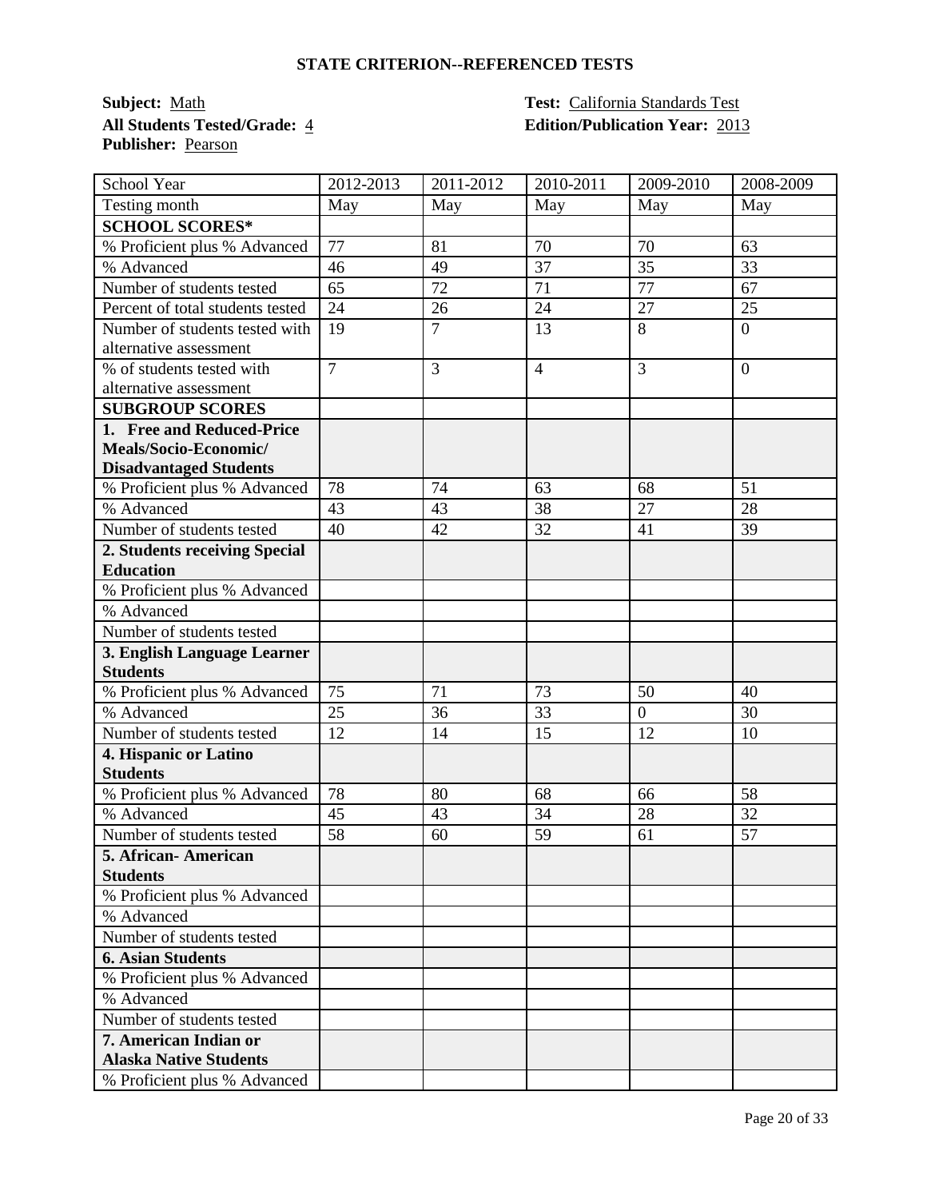## STATE CRITERION--REFERENCED TESTS

**Subject:** Math  **Test:** California Standards Test
**All Students Tested/Grade:** 4  **Edition/Publication Year:** 2013
**Publisher:** Pearson

| School Year | 2012-2013 | 2011-2012 | 2010-2011 | 2009-2010 | 2008-2009 |
|---|---|---|---|---|---|
| Testing month | May | May | May | May | May |
| **SCHOOL SCORES*** | | | | | |
| % Proficient plus % Advanced | 77 | 81 | 70 | 70 | 63 |
| % Advanced | 46 | 49 | 37 | 35 | 33 |
| Number of students tested | 65 | 72 | 71 | 77 | 67 |
| Percent of total students tested | 24 | 26 | 24 | 27 | 25 |
| Number of students tested with alternative assessment | 19 | 7 | 13 | 8 | 0 |
| % of students tested with alternative assessment | 7 | 3 | 4 | 3 | 0 |
| **SUBGROUP SCORES** | | | | | |
| **1. Free and Reduced-Price Meals/Socio-Economic/ Disadvantaged Students** | | | | | |
| % Proficient plus % Advanced | 78 | 74 | 63 | 68 | 51 |
| % Advanced | 43 | 43 | 38 | 27 | 28 |
| Number of students tested | 40 | 42 | 32 | 41 | 39 |
| **2. Students receiving Special Education** | | | | | |
| % Proficient plus % Advanced | | | | | |
| % Advanced | | | | | |
| Number of students tested | | | | | |
| **3. English Language Learner Students** | | | | | |
| % Proficient plus % Advanced | 75 | 71 | 73 | 50 | 40 |
| % Advanced | 25 | 36 | 33 | 0 | 30 |
| Number of students tested | 12 | 14 | 15 | 12 | 10 |
| **4. Hispanic or Latino Students** | | | | | |
| % Proficient plus % Advanced | 78 | 80 | 68 | 66 | 58 |
| % Advanced | 45 | 43 | 34 | 28 | 32 |
| Number of students tested | 58 | 60 | 59 | 61 | 57 |
| **5. African- American Students** | | | | | |
| % Proficient plus % Advanced | | | | | |
| % Advanced | | | | | |
| Number of students tested | | | | | |
| **6. Asian Students** | | | | | |
| % Proficient plus % Advanced | | | | | |
| % Advanced | | | | | |
| Number of students tested | | | | | |
| **7. American Indian or Alaska Native Students** | | | | | |
| % Proficient plus % Advanced | | | | | |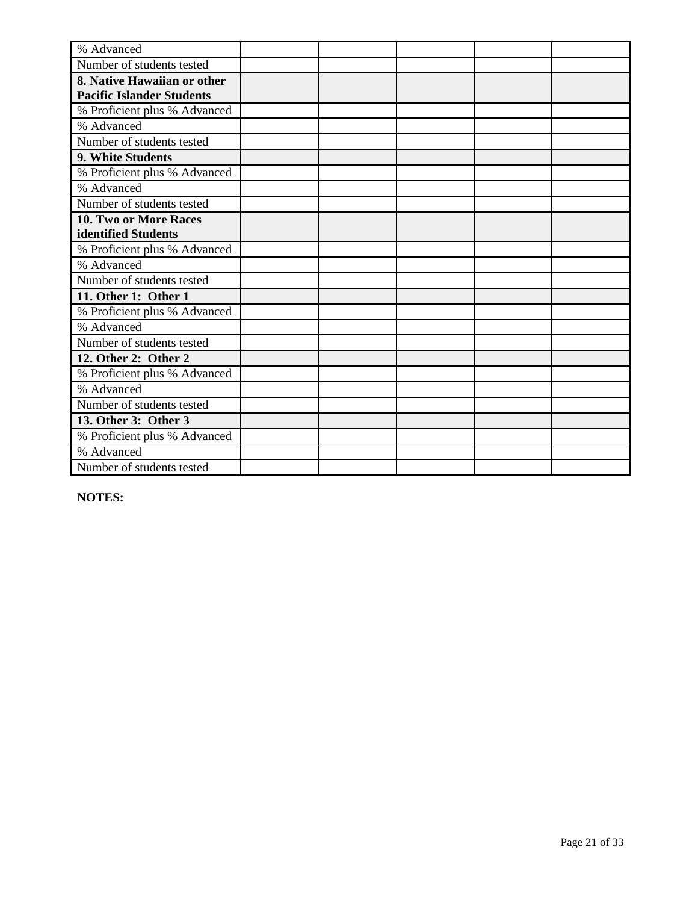| | | | | | |
|---|---|---|---|---|---|
| % Advanced | | | | | |
| Number of students tested | | | | | |
| **8. Native Hawaiian or other Pacific Islander Students** | | | | | |
| % Proficient plus % Advanced | | | | | |
| % Advanced | | | | | |
| Number of students tested | | | | | |
| **9. White Students** | | | | | |
| % Proficient plus % Advanced | | | | | |
| % Advanced | | | | | |
| Number of students tested | | | | | |
| **10. Two or More Races identified Students** | | | | | |
| % Proficient plus % Advanced | | | | | |
| % Advanced | | | | | |
| Number of students tested | | | | | |
| **11. Other 1: Other 1** | | | | | |
| % Proficient plus % Advanced | | | | | |
| % Advanced | | | | | |
| Number of students tested | | | | | |
| **12. Other 2: Other 2** | | | | | |
| % Proficient plus % Advanced | | | | | |
| % Advanced | | | | | |
| Number of students tested | | | | | |
| **13. Other 3: Other 3** | | | | | |
| % Proficient plus % Advanced | | | | | |
| % Advanced | | | | | |
| Number of students tested | | | | | |

**NOTES:**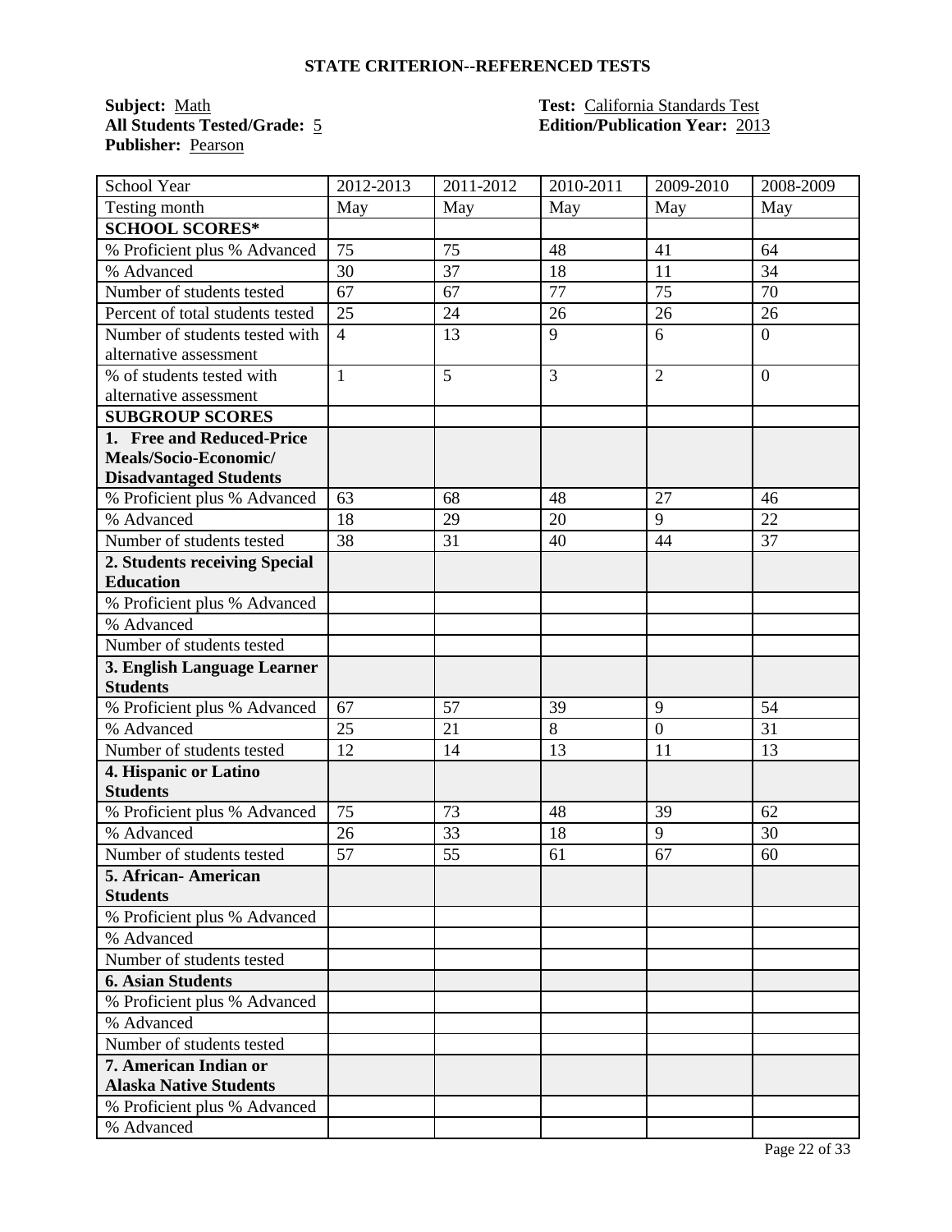## STATE CRITERION--REFERENCED TESTS

**Subject:** Math
**All Students Tested/Grade:** 5
**Publisher:** Pearson

**Test:** California Standards Test
**Edition/Publication Year:** 2013

| School Year | 2012-2013 | 2011-2012 | 2010-2011 | 2009-2010 | 2008-2009 |
|---|---|---|---|---|---|
| Testing month | May | May | May | May | May |
| **SCHOOL SCORES*** | | | | | |
| % Proficient plus % Advanced | 75 | 75 | 48 | 41 | 64 |
| % Advanced | 30 | 37 | 18 | 11 | 34 |
| Number of students tested | 67 | 67 | 77 | 75 | 70 |
| Percent of total students tested | 25 | 24 | 26 | 26 | 26 |
| Number of students tested with alternative assessment | 4 | 13 | 9 | 6 | 0 |
| % of students tested with alternative assessment | 1 | 5 | 3 | 2 | 0 |
| **SUBGROUP SCORES** | | | | | |
| **1. Free and Reduced-Price Meals/Socio-Economic/ Disadvantaged Students** | | | | | |
| % Proficient plus % Advanced | 63 | 68 | 48 | 27 | 46 |
| % Advanced | 18 | 29 | 20 | 9 | 22 |
| Number of students tested | 38 | 31 | 40 | 44 | 37 |
| **2. Students receiving Special Education** | | | | | |
| % Proficient plus % Advanced | | | | | |
| % Advanced | | | | | |
| Number of students tested | | | | | |
| **3. English Language Learner Students** | | | | | |
| % Proficient plus % Advanced | 67 | 57 | 39 | 9 | 54 |
| % Advanced | 25 | 21 | 8 | 0 | 31 |
| Number of students tested | 12 | 14 | 13 | 11 | 13 |
| **4. Hispanic or Latino Students** | | | | | |
| % Proficient plus % Advanced | 75 | 73 | 48 | 39 | 62 |
| % Advanced | 26 | 33 | 18 | 9 | 30 |
| Number of students tested | 57 | 55 | 61 | 67 | 60 |
| **5. African- American Students** | | | | | |
| % Proficient plus % Advanced | | | | | |
| % Advanced | | | | | |
| Number of students tested | | | | | |
| **6. Asian Students** | | | | | |
| % Proficient plus % Advanced | | | | | |
| % Advanced | | | | | |
| Number of students tested | | | | | |
| **7. American Indian or Alaska Native Students** | | | | | |
| % Proficient plus % Advanced | | | | | |
| % Advanced | | | | | |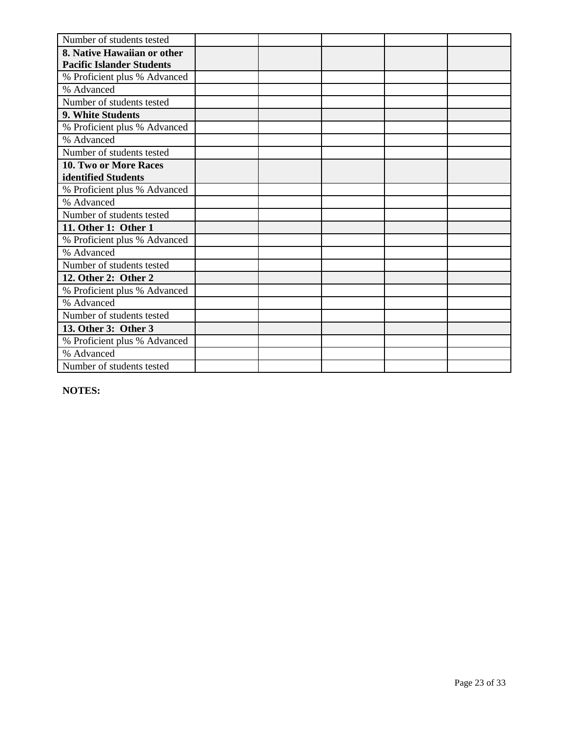| | | | | | |
|---|---|---|---|---|---|
| Number of students tested | | | | | |
| **8. Native Hawaiian or other Pacific Islander Students** | | | | | |
| % Proficient plus % Advanced | | | | | |
| % Advanced | | | | | |
| Number of students tested | | | | | |
| **9. White Students** | | | | | |
| % Proficient plus % Advanced | | | | | |
| % Advanced | | | | | |
| Number of students tested | | | | | |
| **10. Two or More Races identified Students** | | | | | |
| % Proficient plus % Advanced | | | | | |
| % Advanced | | | | | |
| Number of students tested | | | | | |
| **11. Other 1: Other 1** | | | | | |
| % Proficient plus % Advanced | | | | | |
| % Advanced | | | | | |
| Number of students tested | | | | | |
| **12. Other 2: Other 2** | | | | | |
| % Proficient plus % Advanced | | | | | |
| % Advanced | | | | | |
| Number of students tested | | | | | |
| **13. Other 3: Other 3** | | | | | |
| % Proficient plus % Advanced | | | | | |
| % Advanced | | | | | |
| Number of students tested | | | | | |

**NOTES:**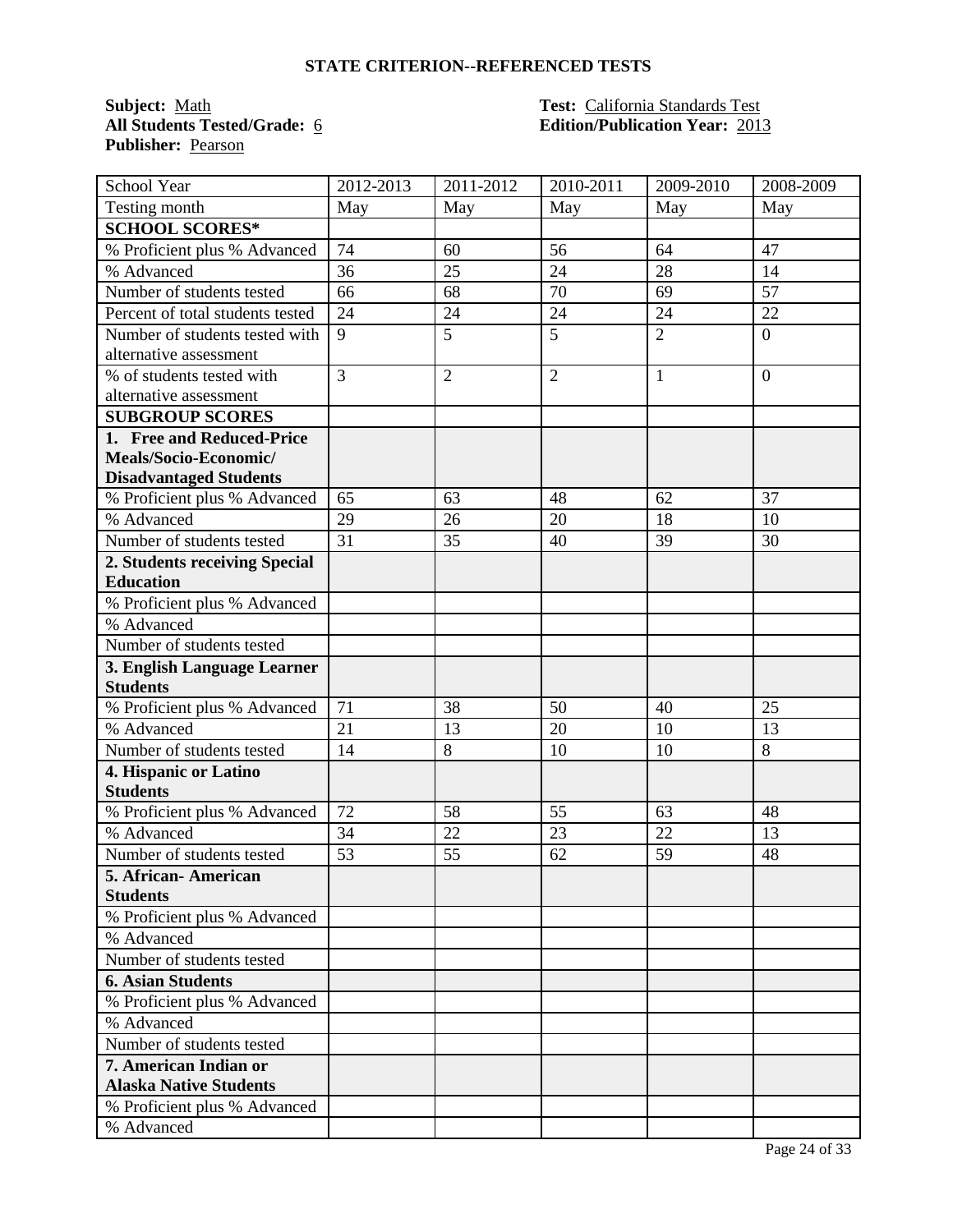## STATE CRITERION--REFERENCED TESTS

**Subject:** Math
**All Students Tested/Grade:** 6
**Publisher:** Pearson

**Test:** California Standards Test
**Edition/Publication Year:** 2013

| School Year | 2012-2013 | 2011-2012 | 2010-2011 | 2009-2010 | 2008-2009 |
|---|---|---|---|---|---|
| Testing month | May | May | May | May | May |
| **SCHOOL SCORES*** | | | | | |
| % Proficient plus % Advanced | 74 | 60 | 56 | 64 | 47 |
| % Advanced | 36 | 25 | 24 | 28 | 14 |
| Number of students tested | 66 | 68 | 70 | 69 | 57 |
| Percent of total students tested | 24 | 24 | 24 | 24 | 22 |
| Number of students tested with alternative assessment | 9 | 5 | 5 | 2 | 0 |
| % of students tested with alternative assessment | 3 | 2 | 2 | 1 | 0 |
| **SUBGROUP SCORES** | | | | | |
| **1. Free and Reduced-Price Meals/Socio-Economic/ Disadvantaged Students** | | | | | |
| % Proficient plus % Advanced | 65 | 63 | 48 | 62 | 37 |
| % Advanced | 29 | 26 | 20 | 18 | 10 |
| Number of students tested | 31 | 35 | 40 | 39 | 30 |
| **2. Students receiving Special Education** | | | | | |
| % Proficient plus % Advanced | | | | | |
| % Advanced | | | | | |
| Number of students tested | | | | | |
| **3. English Language Learner Students** | | | | | |
| % Proficient plus % Advanced | 71 | 38 | 50 | 40 | 25 |
| % Advanced | 21 | 13 | 20 | 10 | 13 |
| Number of students tested | 14 | 8 | 10 | 10 | 8 |
| **4. Hispanic or Latino Students** | | | | | |
| % Proficient plus % Advanced | 72 | 58 | 55 | 63 | 48 |
| % Advanced | 34 | 22 | 23 | 22 | 13 |
| Number of students tested | 53 | 55 | 62 | 59 | 48 |
| **5. African- American Students** | | | | | |
| % Proficient plus % Advanced | | | | | |
| % Advanced | | | | | |
| Number of students tested | | | | | |
| **6. Asian Students** | | | | | |
| % Proficient plus % Advanced | | | | | |
| % Advanced | | | | | |
| Number of students tested | | | | | |
| **7. American Indian or Alaska Native Students** | | | | | |
| % Proficient plus % Advanced | | | | | |
| % Advanced | | | | | |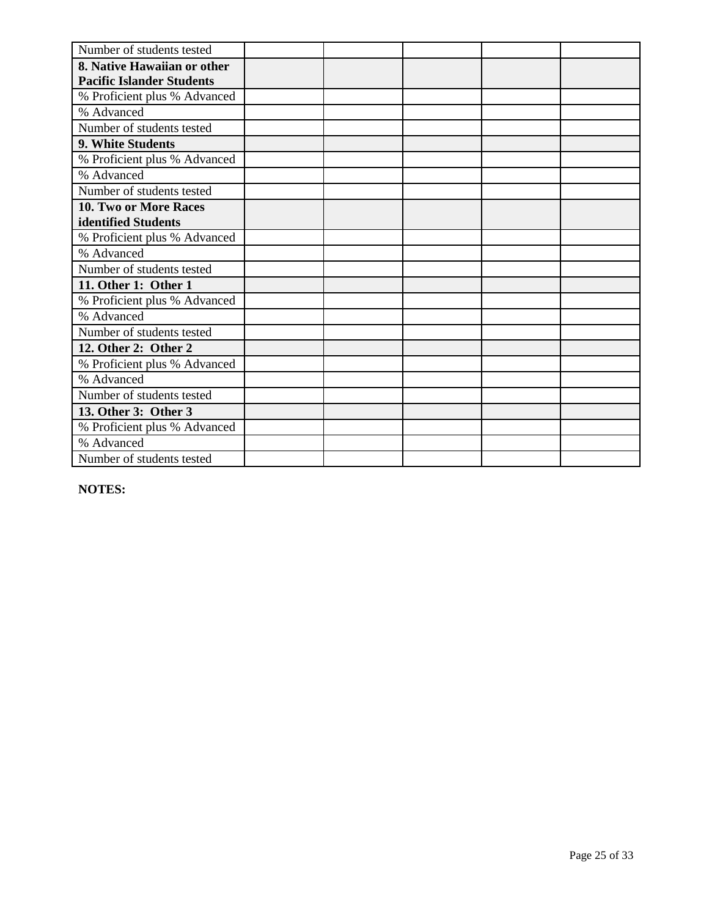| | | | | | |
|---|---|---|---|---|---|
| Number of students tested | | | | | |
| **8. Native Hawaiian or other Pacific Islander Students** | | | | | |
| % Proficient plus % Advanced | | | | | |
| % Advanced | | | | | |
| Number of students tested | | | | | |
| **9. White Students** | | | | | |
| % Proficient plus % Advanced | | | | | |
| % Advanced | | | | | |
| Number of students tested | | | | | |
| **10. Two or More Races identified Students** | | | | | |
| % Proficient plus % Advanced | | | | | |
| % Advanced | | | | | |
| Number of students tested | | | | | |
| **11. Other 1: Other 1** | | | | | |
| % Proficient plus % Advanced | | | | | |
| % Advanced | | | | | |
| Number of students tested | | | | | |
| **12. Other 2: Other 2** | | | | | |
| % Proficient plus % Advanced | | | | | |
| % Advanced | | | | | |
| Number of students tested | | | | | |
| **13. Other 3: Other 3** | | | | | |
| % Proficient plus % Advanced | | | | | |
| % Advanced | | | | | |
| Number of students tested | | | | | |

**NOTES:**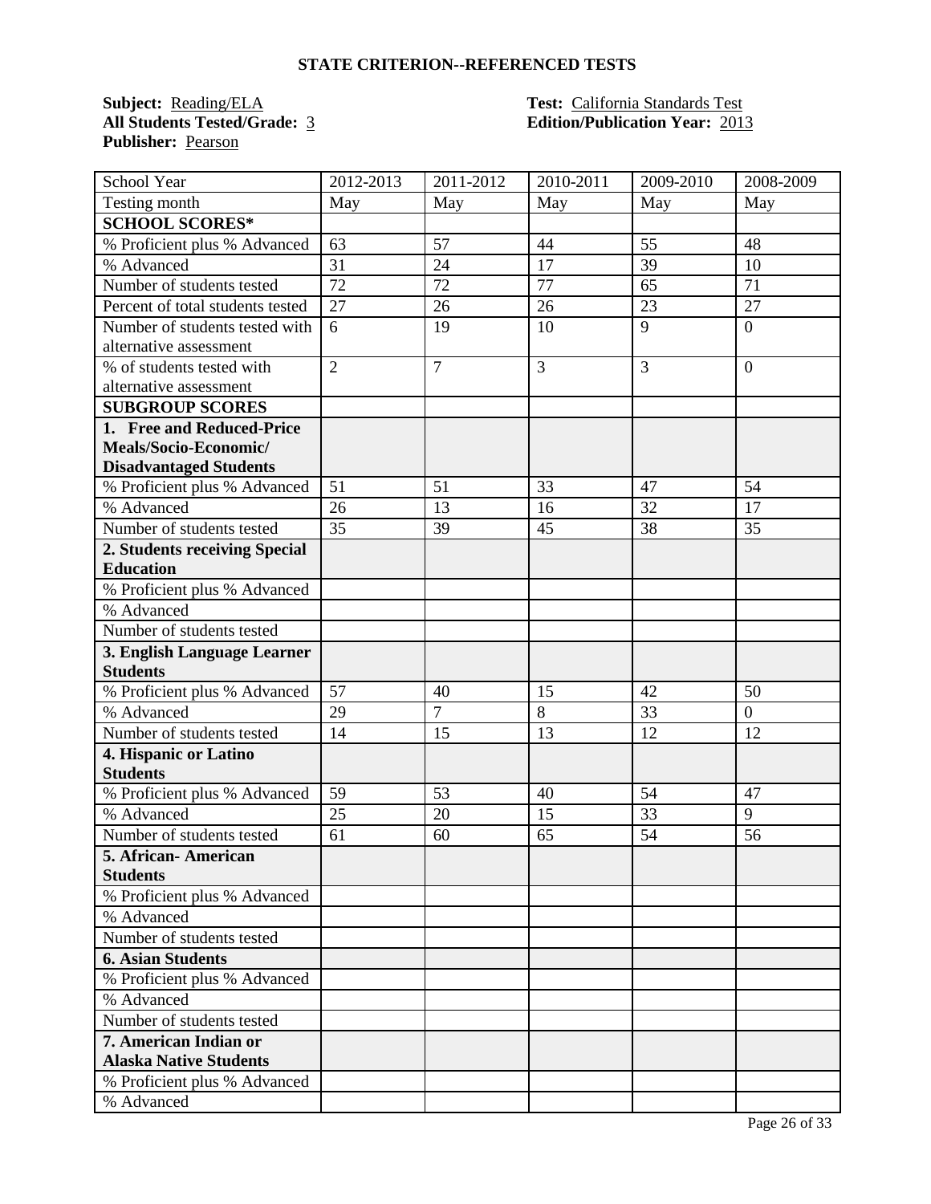## STATE CRITERION--REFERENCED TESTS

**Subject:** Reading/ELA
**All Students Tested/Grade:** 3
**Publisher:** Pearson

**Test:** California Standards Test
**Edition/Publication Year:** 2013

| School Year | 2012-2013 | 2011-2012 | 2010-2011 | 2009-2010 | 2008-2009 |
|---|---|---|---|---|---|
| Testing month | May | May | May | May | May |
| **SCHOOL SCORES*** | | | | | |
| % Proficient plus % Advanced | 63 | 57 | 44 | 55 | 48 |
| % Advanced | 31 | 24 | 17 | 39 | 10 |
| Number of students tested | 72 | 72 | 77 | 65 | 71 |
| Percent of total students tested | 27 | 26 | 26 | 23 | 27 |
| Number of students tested with alternative assessment | 6 | 19 | 10 | 9 | 0 |
| % of students tested with alternative assessment | 2 | 7 | 3 | 3 | 0 |
| **SUBGROUP SCORES** | | | | | |
| **1. Free and Reduced-Price Meals/Socio-Economic/ Disadvantaged Students** | | | | | |
| % Proficient plus % Advanced | 51 | 51 | 33 | 47 | 54 |
| % Advanced | 26 | 13 | 16 | 32 | 17 |
| Number of students tested | 35 | 39 | 45 | 38 | 35 |
| **2. Students receiving Special Education** | | | | | |
| % Proficient plus % Advanced | | | | | |
| % Advanced | | | | | |
| Number of students tested | | | | | |
| **3. English Language Learner Students** | | | | | |
| % Proficient plus % Advanced | 57 | 40 | 15 | 42 | 50 |
| % Advanced | 29 | 7 | 8 | 33 | 0 |
| Number of students tested | 14 | 15 | 13 | 12 | 12 |
| **4. Hispanic or Latino Students** | | | | | |
| % Proficient plus % Advanced | 59 | 53 | 40 | 54 | 47 |
| % Advanced | 25 | 20 | 15 | 33 | 9 |
| Number of students tested | 61 | 60 | 65 | 54 | 56 |
| **5. African- American Students** | | | | | |
| % Proficient plus % Advanced | | | | | |
| % Advanced | | | | | |
| Number of students tested | | | | | |
| **6. Asian Students** | | | | | |
| % Proficient plus % Advanced | | | | | |
| % Advanced | | | | | |
| Number of students tested | | | | | |
| **7. American Indian or Alaska Native Students** | | | | | |
| % Proficient plus % Advanced | | | | | |
| % Advanced | | | | | |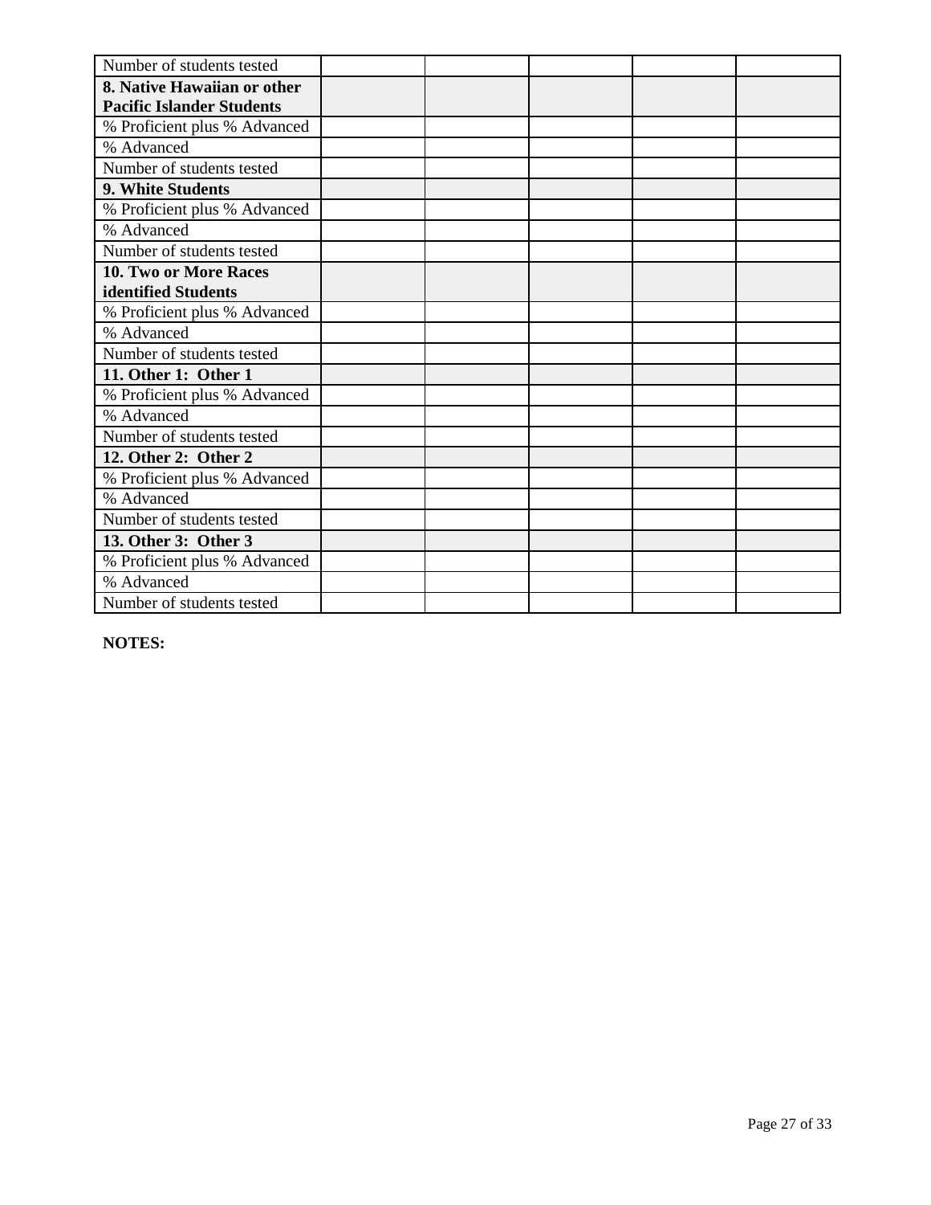| | | | | | |
|---|---|---|---|---|---|
| Number of students tested | | | | | |
| **8. Native Hawaiian or other Pacific Islander Students** | | | | | |
| % Proficient plus % Advanced | | | | | |
| % Advanced | | | | | |
| Number of students tested | | | | | |
| **9. White Students** | | | | | |
| % Proficient plus % Advanced | | | | | |
| % Advanced | | | | | |
| Number of students tested | | | | | |
| **10. Two or More Races identified Students** | | | | | |
| % Proficient plus % Advanced | | | | | |
| % Advanced | | | | | |
| Number of students tested | | | | | |
| **11. Other 1: Other 1** | | | | | |
| % Proficient plus % Advanced | | | | | |
| % Advanced | | | | | |
| Number of students tested | | | | | |
| **12. Other 2: Other 2** | | | | | |
| % Proficient plus % Advanced | | | | | |
| % Advanced | | | | | |
| Number of students tested | | | | | |
| **13. Other 3: Other 3** | | | | | |
| % Proficient plus % Advanced | | | | | |
| % Advanced | | | | | |
| Number of students tested | | | | | |

**NOTES:**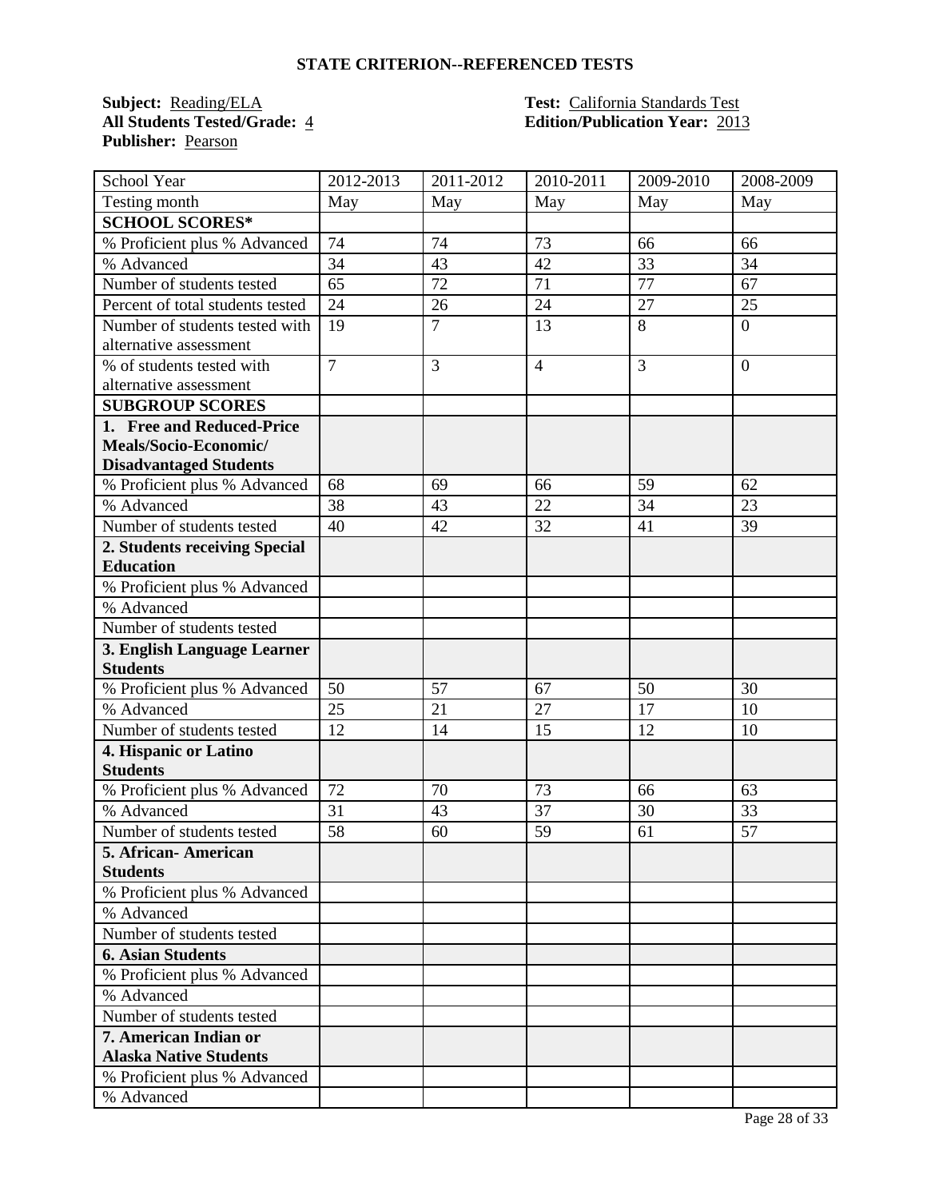**STATE CRITERION--REFERENCED TESTS**

**Subject:** Reading/ELA
**All Students Tested/Grade:** 4
**Publisher:** Pearson

**Test:** California Standards Test
**Edition/Publication Year:** 2013

| School Year | 2012-2013 | 2011-2012 | 2010-2011 | 2009-2010 | 2008-2009 |
|---|---|---|---|---|---|
| Testing month | May | May | May | May | May |
| **SCHOOL SCORES*** | | | | | |
| % Proficient plus % Advanced | 74 | 74 | 73 | 66 | 66 |
| % Advanced | 34 | 43 | 42 | 33 | 34 |
| Number of students tested | 65 | 72 | 71 | 77 | 67 |
| Percent of total students tested | 24 | 26 | 24 | 27 | 25 |
| Number of students tested with alternative assessment | 19 | 7 | 13 | 8 | 0 |
| % of students tested with alternative assessment | 7 | 3 | 4 | 3 | 0 |
| **SUBGROUP SCORES** | | | | | |
| **1. Free and Reduced-Price Meals/Socio-Economic/ Disadvantaged Students** | | | | | |
| % Proficient plus % Advanced | 68 | 69 | 66 | 59 | 62 |
| % Advanced | 38 | 43 | 22 | 34 | 23 |
| Number of students tested | 40 | 42 | 32 | 41 | 39 |
| **2. Students receiving Special Education** | | | | | |
| % Proficient plus % Advanced | | | | | |
| % Advanced | | | | | |
| Number of students tested | | | | | |
| **3. English Language Learner Students** | | | | | |
| % Proficient plus % Advanced | 50 | 57 | 67 | 50 | 30 |
| % Advanced | 25 | 21 | 27 | 17 | 10 |
| Number of students tested | 12 | 14 | 15 | 12 | 10 |
| **4. Hispanic or Latino Students** | | | | | |
| % Proficient plus % Advanced | 72 | 70 | 73 | 66 | 63 |
| % Advanced | 31 | 43 | 37 | 30 | 33 |
| Number of students tested | 58 | 60 | 59 | 61 | 57 |
| **5. African- American Students** | | | | | |
| % Proficient plus % Advanced | | | | | |
| % Advanced | | | | | |
| Number of students tested | | | | | |
| **6. Asian Students** | | | | | |
| % Proficient plus % Advanced | | | | | |
| % Advanced | | | | | |
| Number of students tested | | | | | |
| **7. American Indian or Alaska Native Students** | | | | | |
| % Proficient plus % Advanced | | | | | |
| % Advanced | | | | | |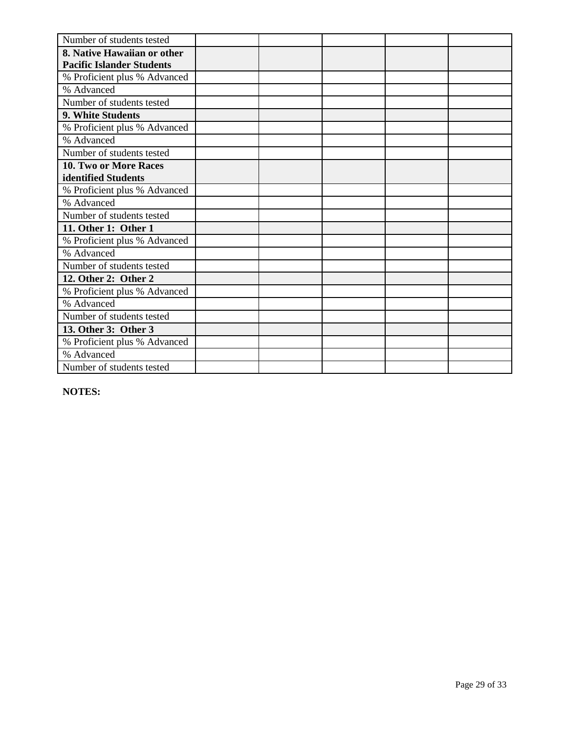| Number of students tested | | | | | |
|---|---|---|---|---|---|
| **8. Native Hawaiian or other Pacific Islander Students** | | | | | |
| % Proficient plus % Advanced | | | | | |
| % Advanced | | | | | |
| Number of students tested | | | | | |
| **9. White Students** | | | | | |
| % Proficient plus % Advanced | | | | | |
| % Advanced | | | | | |
| Number of students tested | | | | | |
| **10. Two or More Races identified Students** | | | | | |
| % Proficient plus % Advanced | | | | | |
| % Advanced | | | | | |
| Number of students tested | | | | | |
| **11. Other 1: Other 1** | | | | | |
| % Proficient plus % Advanced | | | | | |
| % Advanced | | | | | |
| Number of students tested | | | | | |
| **12. Other 2: Other 2** | | | | | |
| % Proficient plus % Advanced | | | | | |
| % Advanced | | | | | |
| Number of students tested | | | | | |
| **13. Other 3: Other 3** | | | | | |
| % Proficient plus % Advanced | | | | | |
| % Advanced | | | | | |
| Number of students tested | | | | | |

**NOTES:**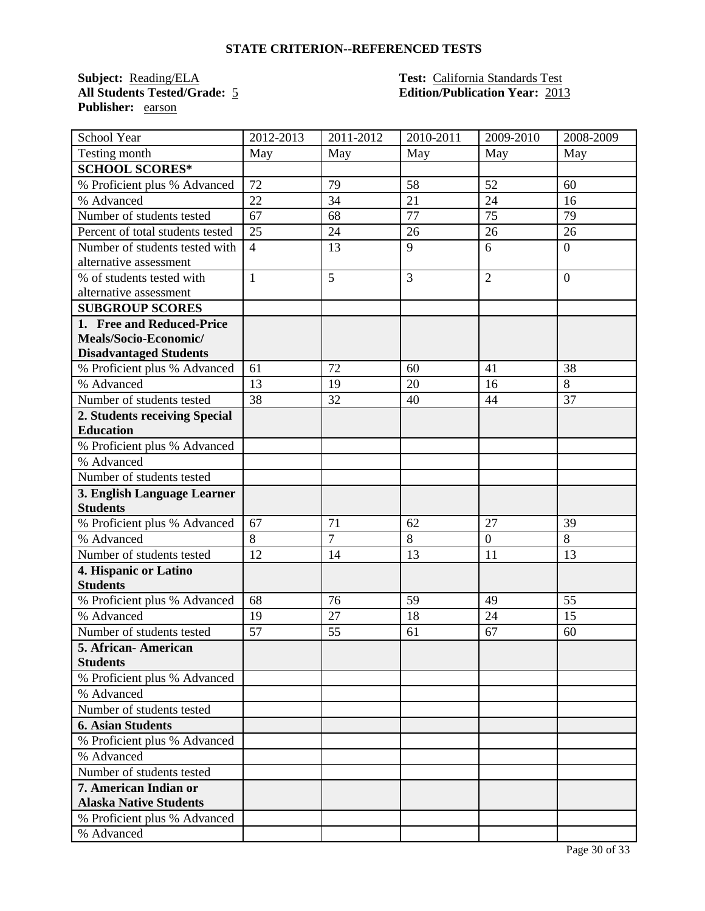## STATE CRITERION--REFERENCED TESTS

**Subject:** Reading/ELA  
**All Students Tested/Grade:** 5  
**Publisher:** earson

**Test:** California Standards Test  
**Edition/Publication Year:** 2013

| School Year | 2012-2013 | 2011-2012 | 2010-2011 | 2009-2010 | 2008-2009 |
|---|---|---|---|---|---|
| Testing month | May | May | May | May | May |
| **SCHOOL SCORES*** | | | | | |
| % Proficient plus % Advanced | 72 | 79 | 58 | 52 | 60 |
| % Advanced | 22 | 34 | 21 | 24 | 16 |
| Number of students tested | 67 | 68 | 77 | 75 | 79 |
| Percent of total students tested | 25 | 24 | 26 | 26 | 26 |
| Number of students tested with alternative assessment | 4 | 13 | 9 | 6 | 0 |
| % of students tested with alternative assessment | 1 | 5 | 3 | 2 | 0 |
| **SUBGROUP SCORES** | | | | | |
| **1. Free and Reduced-Price Meals/Socio-Economic/ Disadvantaged Students** | | | | | |
| % Proficient plus % Advanced | 61 | 72 | 60 | 41 | 38 |
| % Advanced | 13 | 19 | 20 | 16 | 8 |
| Number of students tested | 38 | 32 | 40 | 44 | 37 |
| **2. Students receiving Special Education** | | | | | |
| % Proficient plus % Advanced | | | | | |
| % Advanced | | | | | |
| Number of students tested | | | | | |
| **3. English Language Learner Students** | | | | | |
| % Proficient plus % Advanced | 67 | 71 | 62 | 27 | 39 |
| % Advanced | 8 | 7 | 8 | 0 | 8 |
| Number of students tested | 12 | 14 | 13 | 11 | 13 |
| **4. Hispanic or Latino Students** | | | | | |
| % Proficient plus % Advanced | 68 | 76 | 59 | 49 | 55 |
| % Advanced | 19 | 27 | 18 | 24 | 15 |
| Number of students tested | 57 | 55 | 61 | 67 | 60 |
| **5. African- American Students** | | | | | |
| % Proficient plus % Advanced | | | | | |
| % Advanced | | | | | |
| Number of students tested | | | | | |
| **6. Asian Students** | | | | | |
| % Proficient plus % Advanced | | | | | |
| % Advanced | | | | | |
| Number of students tested | | | | | |
| **7. American Indian or Alaska Native Students** | | | | | |
| % Proficient plus % Advanced | | | | | |
| % Advanced | | | | | |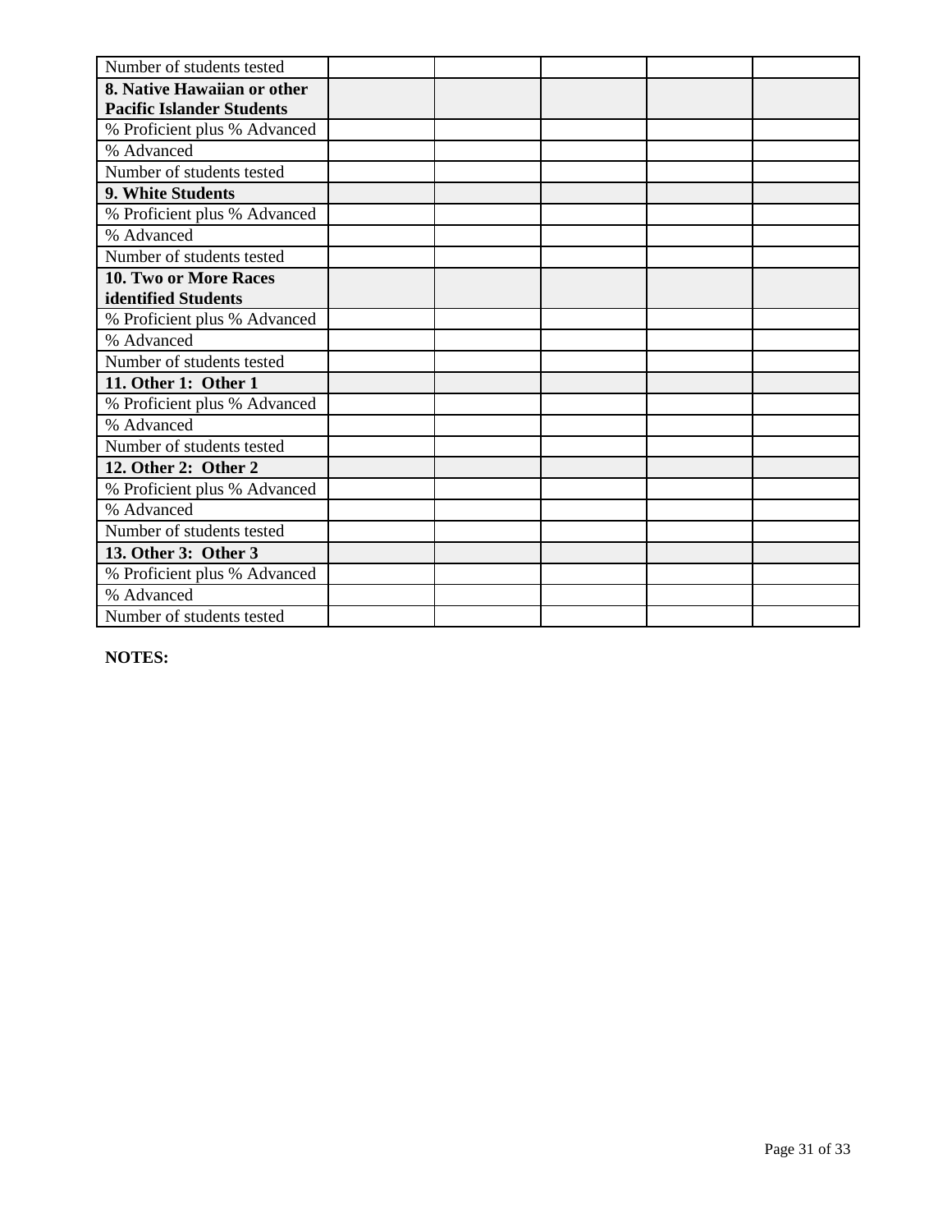| Number of students tested | | | | | |
|---|---|---|---|---|---|
| **8. Native Hawaiian or other Pacific Islander Students** | | | | | |
| % Proficient plus % Advanced | | | | | |
| % Advanced | | | | | |
| Number of students tested | | | | | |
| **9. White Students** | | | | | |
| % Proficient plus % Advanced | | | | | |
| % Advanced | | | | | |
| Number of students tested | | | | | |
| **10. Two or More Races identified Students** | | | | | |
| % Proficient plus % Advanced | | | | | |
| % Advanced | | | | | |
| Number of students tested | | | | | |
| **11. Other 1: Other 1** | | | | | |
| % Proficient plus % Advanced | | | | | |
| % Advanced | | | | | |
| Number of students tested | | | | | |
| **12. Other 2: Other 2** | | | | | |
| % Proficient plus % Advanced | | | | | |
| % Advanced | | | | | |
| Number of students tested | | | | | |
| **13. Other 3: Other 3** | | | | | |
| % Proficient plus % Advanced | | | | | |
| % Advanced | | | | | |
| Number of students tested | | | | | |

**NOTES:**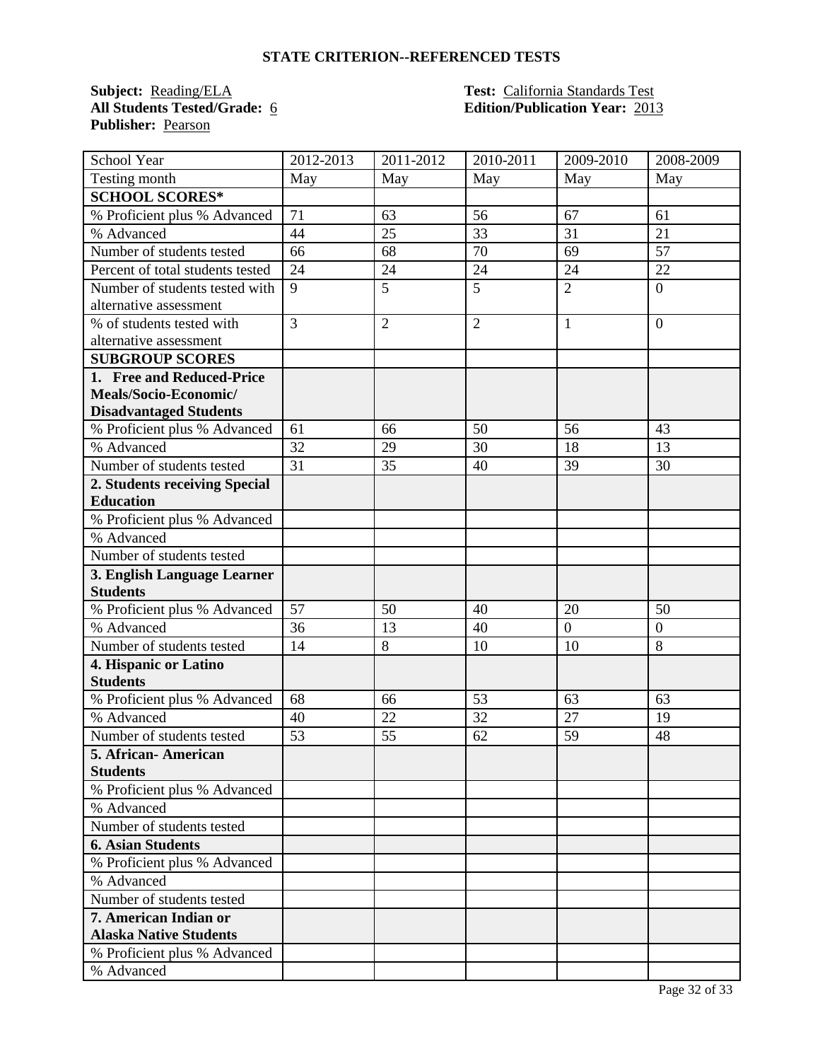## STATE CRITERION--REFERENCED TESTS

**Subject:** Reading/ELA
**All Students Tested/Grade:** 6
**Publisher:** Pearson

**Test:** California Standards Test
**Edition/Publication Year:** 2013

| School Year | 2012-2013 | 2011-2012 | 2010-2011 | 2009-2010 | 2008-2009 |
|---|---|---|---|---|---|
| Testing month | May | May | May | May | May |
| **SCHOOL SCORES*** | | | | | |
| % Proficient plus % Advanced | 71 | 63 | 56 | 67 | 61 |
| % Advanced | 44 | 25 | 33 | 31 | 21 |
| Number of students tested | 66 | 68 | 70 | 69 | 57 |
| Percent of total students tested | 24 | 24 | 24 | 24 | 22 |
| Number of students tested with alternative assessment | 9 | 5 | 5 | 2 | 0 |
| % of students tested with alternative assessment | 3 | 2 | 2 | 1 | 0 |
| **SUBGROUP SCORES** | | | | | |
| **1. Free and Reduced-Price Meals/Socio-Economic/ Disadvantaged Students** | | | | | |
| % Proficient plus % Advanced | 61 | 66 | 50 | 56 | 43 |
| % Advanced | 32 | 29 | 30 | 18 | 13 |
| Number of students tested | 31 | 35 | 40 | 39 | 30 |
| **2. Students receiving Special Education** | | | | | |
| % Proficient plus % Advanced | | | | | |
| % Advanced | | | | | |
| Number of students tested | | | | | |
| **3. English Language Learner Students** | | | | | |
| % Proficient plus % Advanced | 57 | 50 | 40 | 20 | 50 |
| % Advanced | 36 | 13 | 40 | 0 | 0 |
| Number of students tested | 14 | 8 | 10 | 10 | 8 |
| **4. Hispanic or Latino Students** | | | | | |
| % Proficient plus % Advanced | 68 | 66 | 53 | 63 | 63 |
| % Advanced | 40 | 22 | 32 | 27 | 19 |
| Number of students tested | 53 | 55 | 62 | 59 | 48 |
| **5. African- American Students** | | | | | |
| % Proficient plus % Advanced | | | | | |
| % Advanced | | | | | |
| Number of students tested | | | | | |
| **6. Asian Students** | | | | | |
| % Proficient plus % Advanced | | | | | |
| % Advanced | | | | | |
| Number of students tested | | | | | |
| **7. American Indian or Alaska Native Students** | | | | | |
| % Proficient plus % Advanced | | | | | |
| % Advanced | | | | | |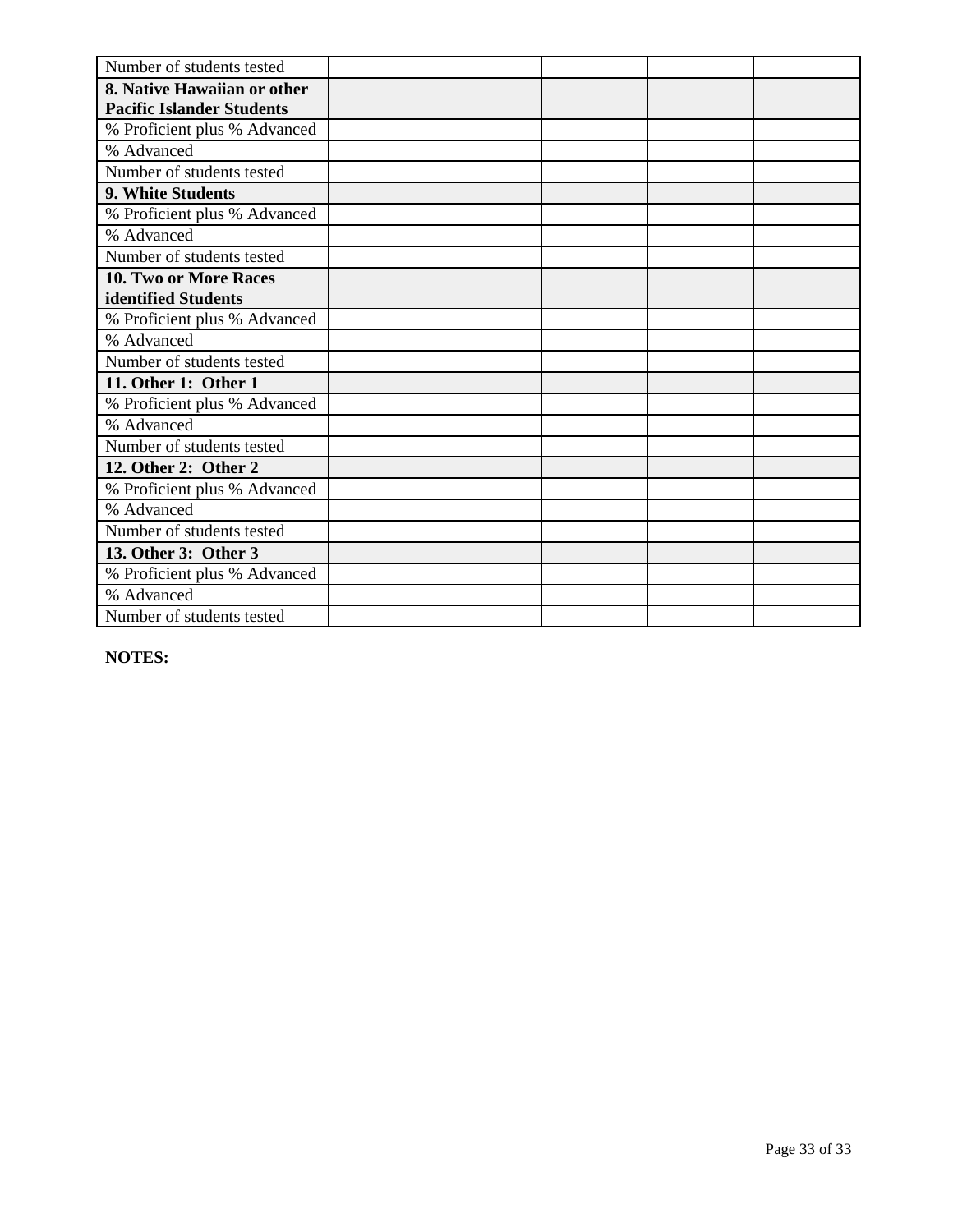| | | | | | |
|---|---|---|---|---|---|
| Number of students tested | | | | | |
| **8. Native Hawaiian or other Pacific Islander Students** | | | | | |
| % Proficient plus % Advanced | | | | | |
| % Advanced | | | | | |
| Number of students tested | | | | | |
| **9. White Students** | | | | | |
| % Proficient plus % Advanced | | | | | |
| % Advanced | | | | | |
| Number of students tested | | | | | |
| **10. Two or More Races identified Students** | | | | | |
| % Proficient plus % Advanced | | | | | |
| % Advanced | | | | | |
| Number of students tested | | | | | |
| **11. Other 1: Other 1** | | | | | |
| % Proficient plus % Advanced | | | | | |
| % Advanced | | | | | |
| Number of students tested | | | | | |
| **12. Other 2: Other 2** | | | | | |
| % Proficient plus % Advanced | | | | | |
| % Advanced | | | | | |
| Number of students tested | | | | | |
| **13. Other 3: Other 3** | | | | | |
| % Proficient plus % Advanced | | | | | |
| % Advanced | | | | | |
| Number of students tested | | | | | |

**NOTES:**